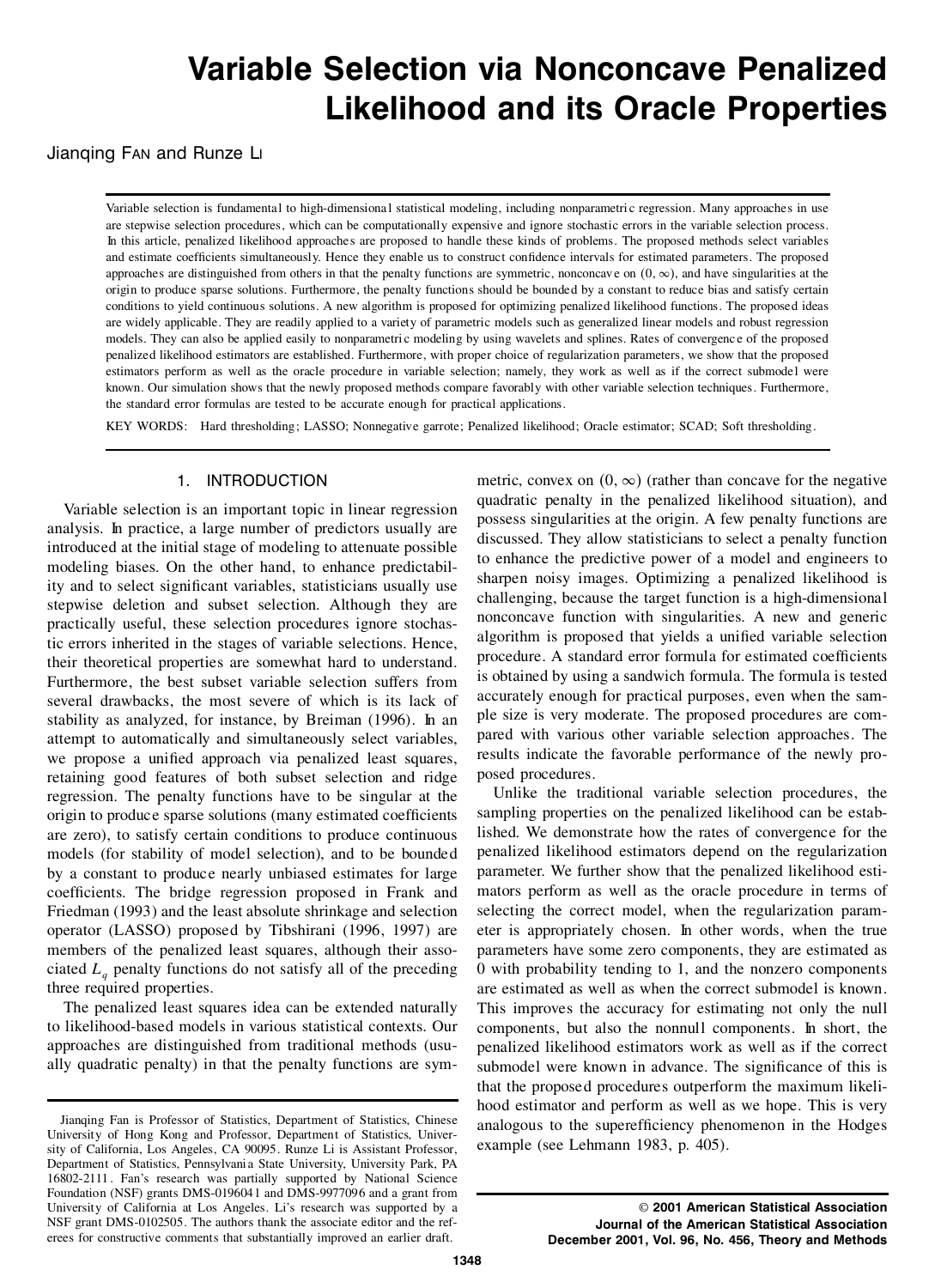# Variable Selection via Nonconcave Penalized Likelihood and its Oracle Properties

Jianqing Fan and Runze Li

Variable selection is fundamental to high-dimensional statistical modeling, including nonparametric regression. Many approaches in use are stepwise selection procedures, which can be computationally expensive and ignore stochastic errors in the variable selection process. In this article, penalized likelihood approaches are proposed to handle these kinds of problems. The proposed methods select variables and estimate coefficients simultaneously. Hence they enable us to construct confidence intervals for estimated parameters. The proposed approaches are distinguished from others in that the penalty functions are symmetric, nonconcave on $(0, \infty)$, and have singularities at the origin to produce sparse solutions. Furthermore, the penalty functions should be bounded by a constant to reduce bias and satisfy certain conditions to yield continuous solutions. A new algorithm is proposed for optimizing penalized likelihood functions. The proposed ideas are widely applicable. They are readily applied to a variety of parametric models such as generalized linear models and robust regression models. They can also be applied easily to nonparametric modeling by using wavelets and splines. Rates of convergence of the proposed penalized likelihood estimators are established. Furthermore, with proper choice of regularization parameters, we show that the proposed estimators perform as well as the oracle procedure in variable selection; namely, they work as well as if the correct submodel were known. Our simulation shows that the newly proposed methods compare favorably with other variable selection techniques. Furthermore, the standard error formulas are tested to be accurate enough for practical applications.

KEY WORDS: Hard thresholding; LASSO; Nonnegative garrote; Penalized likelihood; Oracle estimator; SCAD; Soft thresholding.

## 1. INTRODUCTION

Variable selection is an important topic in linear regression analysis. In practice, a large number of predictors usually are introduced at the initial stage of modeling to attenuate possible modeling biases. On the other hand, to enhance predictability and to select significant variables, statisticians usually use stepwise deletion and subset selection. Although they are practically useful, these selection procedures ignore stochastic errors inherited in the stages of variable selections. Hence, their theoretical properties are somewhat hard to understand. Furthermore, the best subset variable selection suffers from several drawbacks, the most severe of which is its lack of stability as analyzed, for instance, by Breiman (1996). In an attempt to automatically and simultaneously select variables, we propose a unified approach via penalized least squares, retaining good features of both subset selection and ridge regression. The penalty functions have to be singular at the origin to produce sparse solutions (many estimated coefficients are zero), to satisfy certain conditions to produce continuous models (for stability of model selection), and to be bounded by a constant to produce nearly unbiased estimates for large coefficients. The bridge regression proposed in Frank and Friedman (1993) and the least absolute shrinkage and selection operator (LASSO) proposed by Tibshirani (1996, 1997) are members of the penalized least squares, although their associated $L_q$ penalty functions do not satisfy all of the preceding three required properties.

The penalized least squares idea can be extended naturally to likelihood-based models in various statistical contexts. Our approaches are distinguished from traditional methods (usually quadratic penalty) in that the penalty functions are symmetric, convex on $(0, \infty)$ (rather than concave for the negative quadratic penalty in the penalized likelihood situation), and possess singularities at the origin. A few penalty functions are discussed. They allow statisticians to select a penalty function to enhance the predictive power of a model and engineers to sharpen noisy images. Optimizing a penalized likelihood is challenging, because the target function is a high-dimensional nonconcave function with singularities. A new and generic algorithm is proposed that yields a unified variable selection procedure. A standard error formula for estimated coefficients is obtained by using a sandwich formula. The formula is tested accurately enough for practical purposes, even when the sample size is very moderate. The proposed procedures are compared with various other variable selection approaches. The results indicate the favorable performance of the newly proposed procedures.

Unlike the traditional variable selection procedures, the sampling properties on the penalized likelihood can be established. We demonstrate how the rates of convergence for the penalized likelihood estimators depend on the regularization parameter. We further show that the penalized likelihood estimators perform as well as the oracle procedure in terms of selecting the correct model, when the regularization parameter is appropriately chosen. In other words, when the true parameters have some zero components, they are estimated as 0 with probability tending to 1, and the nonzero components are estimated as well as when the correct submodel is known. This improves the accuracy for estimating not only the null components, but also the nonnull components. In short, the penalized likelihood estimators work as well as if the correct submodel were known in advance. The significance of this is that the proposed procedures outperform the maximum likelihood estimator and perform as well as we hope. This is very analogous to the superefficiency phenomenon in the Hodges example (see Lehmann 1983, p. 405).

Jianqing Fan is Professor of Statistics, Department of Statistics, Chinese University of Hong Kong and Professor, Department of Statistics, University of California, Los Angeles, CA 90095. Runze Li is Assistant Professor, Department of Statistics, Pennsylvania State University, University Park, PA 16802-2111. Fan's research was partially supported by National Science Foundation (NSF) grants DMS-0196041 and DMS-9977096 and a grant from University of California at Los Angeles. Li's research was supported by a NSF grant DMS-0102505. The authors thank the associate editor and the referees for constructive comments that substantially improved an earlier draft.

© 2001 American Statistical Association
Journal of the American Statistical Association
December 2001, Vol. 96, No. 456, Theory and Methods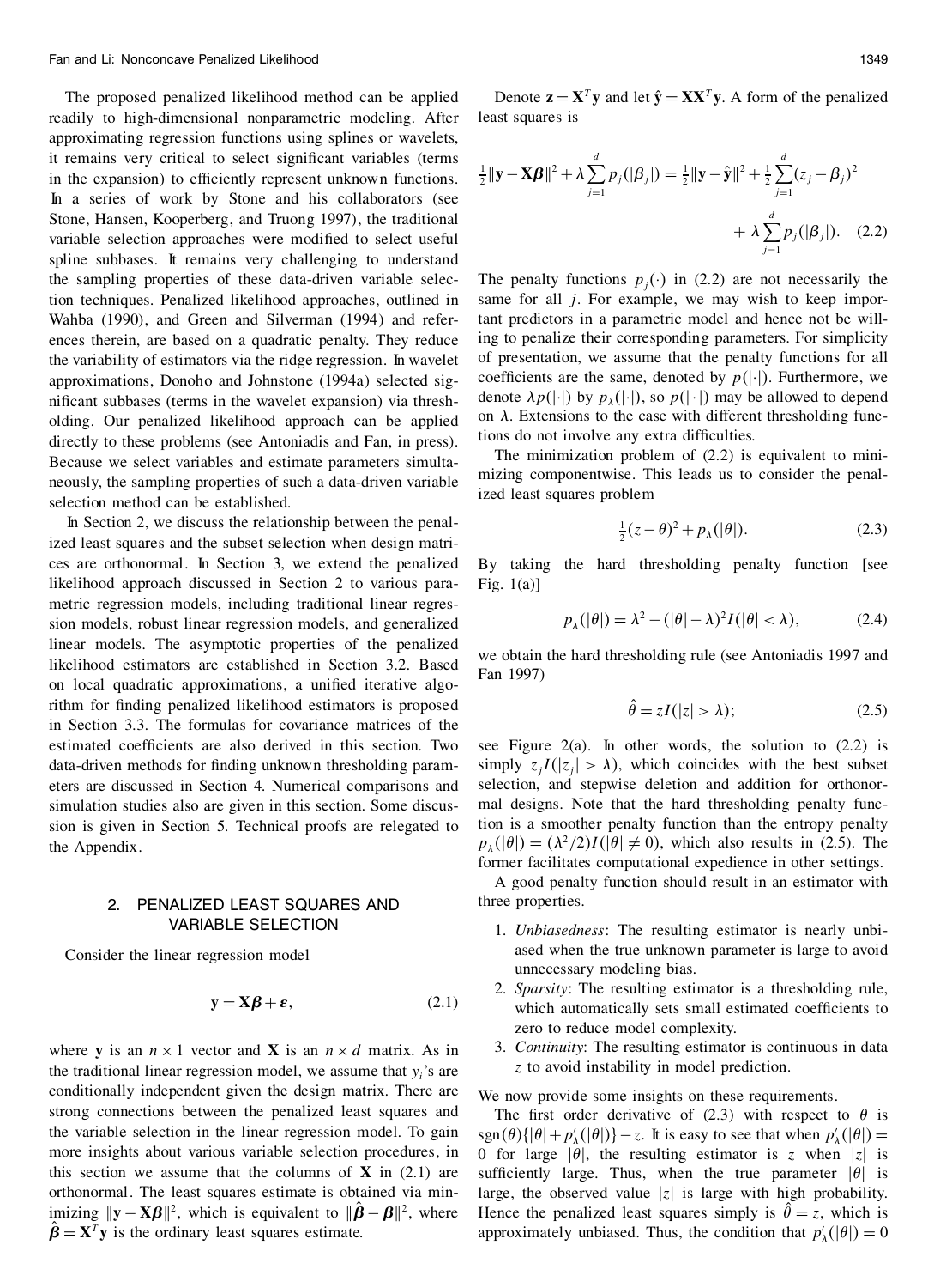The proposed penalized likelihood method can be applied readily to high-dimensional nonparametric modeling. After approximating regression functions using splines or wavelets, it remains very critical to select significant variables (terms in the expansion) to efficiently represent unknown functions. In a series of work by Stone and his collaborators (see Stone, Hansen, Kooperberg, and Truong 1997), the traditional variable selection approaches were modified to select useful spline subbases. It remains very challenging to understand the sampling properties of these data-driven variable selection techniques. Penalized likelihood approaches, outlined in Wahba (1990), and Green and Silverman (1994) and references therein, are based on a quadratic penalty. They reduce the variability of estimators via the ridge regression. In wavelet approximations, Donoho and Johnstone (1994a) selected significant subbases (terms in the wavelet expansion) via thresholding. Our penalized likelihood approach can be applied directly to these problems (see Antoniadis and Fan, in press). Because we select variables and estimate parameters simultaneously, the sampling properties of such a data-driven variable selection method can be established.

In Section 2, we discuss the relationship between the penalized least squares and the subset selection when design matrices are orthonormal. In Section 3, we extend the penalized likelihood approach discussed in Section 2 to various parametric regression models, including traditional linear regression models, robust linear regression models, and generalized linear models. The asymptotic properties of the penalized likelihood estimators are established in Section 3.2. Based on local quadratic approximations, a unified iterative algorithm for finding penalized likelihood estimators is proposed in Section 3.3. The formulas for covariance matrices of the estimated coefficients are also derived in this section. Two data-driven methods for finding unknown thresholding parameters are discussed in Section 4. Numerical comparisons and simulation studies also are given in this section. Some discussion is given in Section 5. Technical proofs are relegated to the Appendix.

## 2. PENALIZED LEAST SQUARES AND VARIABLE SELECTION

Consider the linear regression model

$$\mathbf{y} = \mathbf{X}\boldsymbol{\beta} + \boldsymbol{\varepsilon}, \tag{2.1}$$

where $\mathbf{y}$ is an $n \times 1$ vector and $\mathbf{X}$ is an $n \times d$ matrix. As in the traditional linear regression model, we assume that $y_i$'s are conditionally independent given the design matrix. There are strong connections between the penalized least squares and the variable selection in the linear regression model. To gain more insights about various variable selection procedures, in this section we assume that the columns of $\mathbf{X}$ in (2.1) are orthonormal. The least squares estimate is obtained via minimizing $\|\mathbf{y} - \mathbf{X}\boldsymbol{\beta}\|^2$, which is equivalent to $\|\hat{\boldsymbol{\beta}} - \boldsymbol{\beta}\|^2$, where $\hat{\boldsymbol{\beta}} = \mathbf{X}^T\mathbf{y}$ is the ordinary least squares estimate.

Denote $\mathbf{z} = \mathbf{X}^T\mathbf{y}$ and let $\hat{\mathbf{y}} = \mathbf{X}\mathbf{X}^T\mathbf{y}$. A form of the penalized least squares is

$$\tfrac{1}{2}\|\mathbf{y} - \mathbf{X}\boldsymbol{\beta}\|^2 + \lambda \sum_{j=1}^{d} p_j(|\beta_j|) = \tfrac{1}{2}\|\mathbf{y} - \hat{\mathbf{y}}\|^2 + \tfrac{1}{2}\sum_{j=1}^{d}(z_j - \beta_j)^2 + \lambda \sum_{j=1}^{d} p_j(|\beta_j|). \tag{2.2}$$

The penalty functions $p_j(\cdot)$ in (2.2) are not necessarily the same for all $j$. For example, we may wish to keep important predictors in a parametric model and hence not be willing to penalize their corresponding parameters. For simplicity of presentation, we assume that the penalty functions for all coefficients are the same, denoted by $p(|\cdot|)$. Furthermore, we denote $\lambda p(|\cdot|)$ by $p_\lambda(|\cdot|)$, so $p(|\cdot|)$ may be allowed to depend on $\lambda$. Extensions to the case with different thresholding functions do not involve any extra difficulties.

The minimization problem of (2.2) is equivalent to minimizing componentwise. This leads us to consider the penalized least squares problem

$$\tfrac{1}{2}(z - \theta)^2 + p_\lambda(|\theta|). \tag{2.3}$$

By taking the hard thresholding penalty function [see Fig. 1(a)]

$$p_\lambda(|\theta|) = \lambda^2 - (|\theta| - \lambda)^2 I(|\theta| < \lambda), \tag{2.4}$$

we obtain the hard thresholding rule (see Antoniadis 1997 and Fan 1997)

$$\hat{\theta} = zI(|z| > \lambda); \tag{2.5}$$

see Figure 2(a). In other words, the solution to (2.2) is simply $z_j I(|z_j| > \lambda)$, which coincides with the best subset selection, and stepwise deletion and addition for orthonormal designs. Note that the hard thresholding penalty function is a smoother penalty function than the entropy penalty $p_\lambda(|\theta|) = (\lambda^2/2)I(|\theta| \neq 0)$, which also results in (2.5). The former facilitates computational expedience in other settings.

A good penalty function should result in an estimator with three properties.

1. *Unbiasedness*: The resulting estimator is nearly unbiased when the true unknown parameter is large to avoid unnecessary modeling bias.
2. *Sparsity*: The resulting estimator is a thresholding rule, which automatically sets small estimated coefficients to zero to reduce model complexity.
3. *Continuity*: The resulting estimator is continuous in data $z$ to avoid instability in model prediction.

We now provide some insights on these requirements.

The first order derivative of (2.3) with respect to $\theta$ is $\operatorname{sgn}(\theta)\{|\theta| + p'_\lambda(|\theta|)\} - z$. It is easy to see that when $p'_\lambda(|\theta|) = 0$ for large $|\theta|$, the resulting estimator is $z$ when $|z|$ is sufficiently large. Thus, when the true parameter $|\theta|$ is large, the observed value $|z|$ is large with high probability. Hence the penalized least squares simply is $\hat{\theta} = z$, which is approximately unbiased. Thus, the condition that $p'_\lambda(|\theta|) = 0$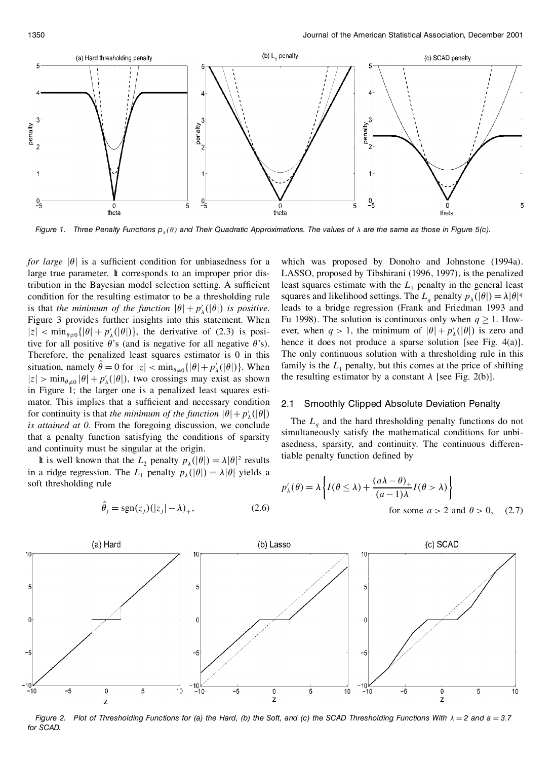Figure 1. Three Penalty Functions $p_\lambda(\theta)$ and Their Quadratic Approximations. The values of $\lambda$ are the same as those in Figure 5(c).

*for large* $|\theta|$ is a sufficient condition for unbiasedness for a large true parameter. It corresponds to an improper prior distribution in the Bayesian model selection setting. A sufficient condition for the resulting estimator to be a thresholding rule is that *the minimum of the function* $|\theta| + p'_\lambda(|\theta|)$ *is positive*. Figure 3 provides further insights into this statement. When $|z| < \min_{\theta\neq 0}\{|\theta| + p'_\lambda(|\theta|)\}$, the derivative of (2.3) is positive for all positive $\theta$'s (and is negative for all negative $\theta$'s). Therefore, the penalized least squares estimator is 0 in this situation, namely $\hat{\theta} = 0$ for $|z| < \min_{\theta\neq 0}\{|\theta| + p'_\lambda(|\theta|)\}$. When $|z| > \min_{\theta\neq 0}|\theta| + p'_\lambda(|\theta|)$, two crossings may exist as shown in Figure 1; the larger one is a penalized least squares estimator. This implies that a sufficient and necessary condition for continuity is that *the minimum of the function* $|\theta| + p'_\lambda(|\theta|)$ *is attained at 0*. From the foregoing discussion, we conclude that a penalty function satisfying the conditions of sparsity and continuity must be singular at the origin.

It is well known that the $L_2$ penalty $p_\lambda(|\theta|) = \lambda|\theta|^2$ results in a ridge regression. The $L_1$ penalty $p_\lambda(|\theta|) = \lambda|\theta|$ yields a soft thresholding rule

$$\hat{\theta}_j = \text{sgn}(z_j)(|z_j| - \lambda)_+, \tag{2.6}$$

which was proposed by Donoho and Johnstone (1994a). LASSO, proposed by Tibshirani (1996, 1997), is the penalized least squares estimate with the $L_1$ penalty in the general least squares and likelihood settings. The $L_q$ penalty $p_\lambda(|\theta|) = \lambda|\theta|^q$ leads to a bridge regression (Frank and Friedman 1993 and Fu 1998). The solution is continuous only when $q \geq 1$. However, when $q > 1$, the minimum of $|\theta| + p'_\lambda(|\theta|)$ is zero and hence it does not produce a sparse solution [see Fig. 4(a)]. The only continuous solution with a thresholding rule in this family is the $L_1$ penalty, but this comes at the price of shifting the resulting estimator by a constant $\lambda$ [see Fig. 2(b)].

## 2.1 Smoothly Clipped Absolute Deviation Penalty

The $L_q$ and the hard thresholding penalty functions do not simultaneously satisfy the mathematical conditions for unbiasedness, sparsity, and continuity. The continuous differentiable penalty function defined by

$$p'_\lambda(\theta) = \lambda\left\{I(\theta \leq \lambda) + \frac{(a\lambda - \theta)_+}{(a-1)\lambda}I(\theta > \lambda)\right\} \quad \text{for some } a > 2 \text{ and } \theta > 0, \tag{2.7}$$

Figure 2. Plot of Thresholding Functions for (a) the Hard, (b) the Soft, and (c) the SCAD Thresholding Functions With $\lambda = 2$ and $a = 3.7$ for SCAD.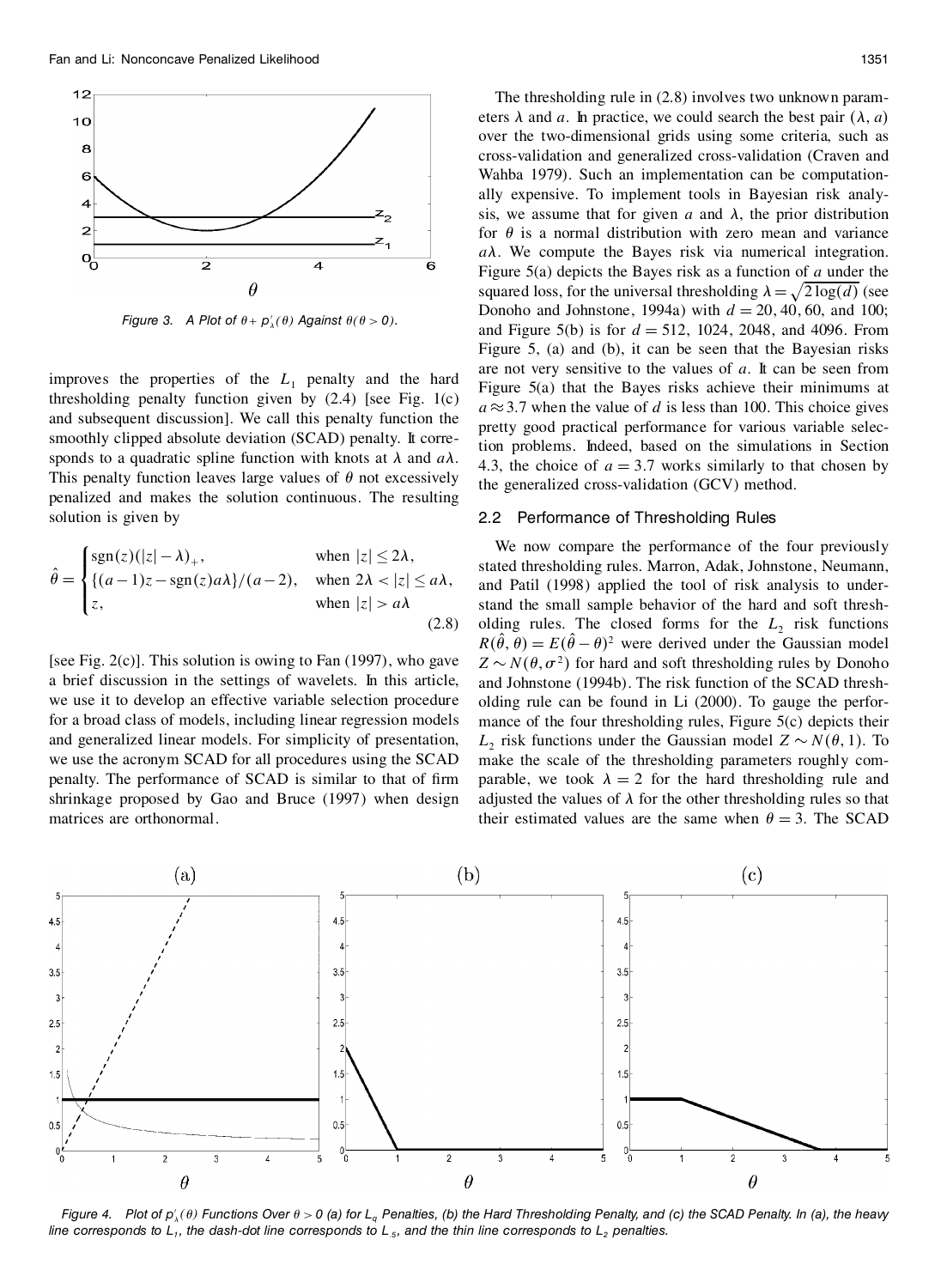Figure 3. A Plot of $\theta + p'_\lambda(\theta)$ Against $\theta(\theta > 0)$.

improves the properties of the $L_1$ penalty and the hard thresholding penalty function given by (2.4) [see Fig. 1(c) and subsequent discussion]. We call this penalty function the smoothly clipped absolute deviation (SCAD) penalty. It corresponds to a quadratic spline function with knots at $\lambda$ and $a\lambda$. This penalty function leaves large values of $\theta$ not excessively penalized and makes the solution continuous. The resulting solution is given by

$$\hat{\theta} = \begin{cases} \text{sgn}(z)(|z| - \lambda)_+, & \text{when } |z| \leq 2\lambda, \\ \{(a-1)z - \text{sgn}(z)a\lambda\}/(a-2), & \text{when } 2\lambda < |z| \leq a\lambda, \\ z, & \text{when } |z| > a\lambda \end{cases} \tag{2.8}$$

[see Fig. 2(c)]. This solution is owing to Fan (1997), who gave a brief discussion in the settings of wavelets. In this article, we use it to develop an effective variable selection procedure for a broad class of models, including linear regression models and generalized linear models. For simplicity of presentation, we use the acronym SCAD for all procedures using the SCAD penalty. The performance of SCAD is similar to that of firm shrinkage proposed by Gao and Bruce (1997) when design matrices are orthonormal.

The thresholding rule in (2.8) involves two unknown parameters $\lambda$ and $a$. In practice, we could search the best pair $(\lambda, a)$ over the two-dimensional grids using some criteria, such as cross-validation and generalized cross-validation (Craven and Wahba 1979). Such an implementation can be computationally expensive. To implement tools in Bayesian risk analysis, we assume that for given $a$ and $\lambda$, the prior distribution for $\theta$ is a normal distribution with zero mean and variance $a\lambda$. We compute the Bayes risk via numerical integration. Figure 5(a) depicts the Bayes risk as a function of $a$ under the squared loss, for the universal thresholding $\lambda = \sqrt{2\log(d)}$ (see Donoho and Johnstone, 1994a) with $d = 20, 40, 60$, and 100; and Figure 5(b) is for $d = 512$, 1024, 2048, and 4096. From Figure 5, (a) and (b), it can be seen that the Bayesian risks are not very sensitive to the values of $a$. It can be seen from Figure 5(a) that the Bayes risks achieve their minimums at $a \approx 3.7$ when the value of $d$ is less than 100. This choice gives pretty good practical performance for various variable selection problems. Indeed, based on the simulations in Section 4.3, the choice of $a = 3.7$ works similarly to that chosen by the generalized cross-validation (GCV) method.

## 2.2 Performance of Thresholding Rules

We now compare the performance of the four previously stated thresholding rules. Marron, Adak, Johnstone, Neumann, and Patil (1998) applied the tool of risk analysis to understand the small sample behavior of the hard and soft thresholding rules. The closed forms for the $L_2$ risk functions $R(\hat{\theta}, \theta) = E(\hat{\theta} - \theta)^2$ were derived under the Gaussian model $Z \sim N(\theta, \sigma^2)$ for hard and soft thresholding rules by Donoho and Johnstone (1994b). The risk function of the SCAD thresholding rule can be found in Li (2000). To gauge the performance of the four thresholding rules, Figure 5(c) depicts their $L_2$ risk functions under the Gaussian model $Z \sim N(\theta, 1)$. To make the scale of the thresholding parameters roughly comparable, we took $\lambda = 2$ for the hard thresholding rule and adjusted the values of $\lambda$ for the other thresholding rules so that their estimated values are the same when $\theta = 3$. The SCAD

Figure 4. Plot of $p'_\lambda(\theta)$ Functions Over $\theta > 0$ (a) for $L_q$ Penalties, (b) the Hard Thresholding Penalty, and (c) the SCAD Penalty. In (a), the heavy line corresponds to $L_1$, the dash-dot line corresponds to $L_{.5}$, and the thin line corresponds to $L_2$ penalties.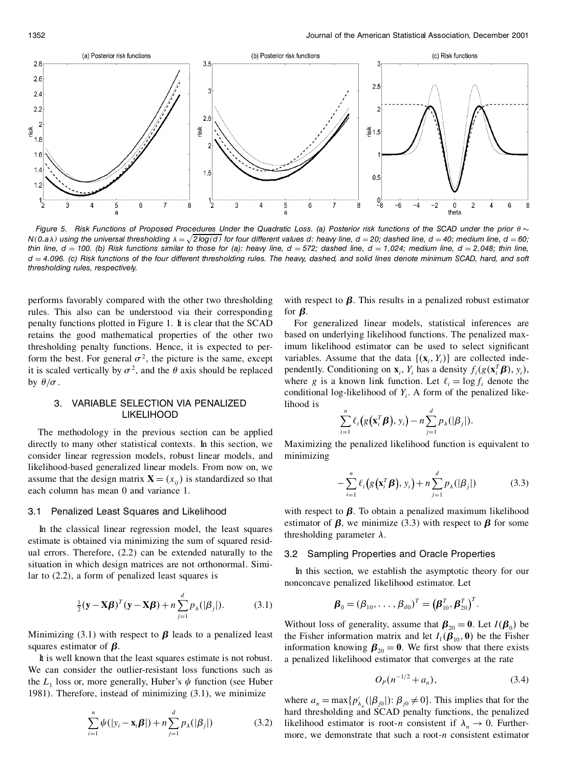Figure 5. Risk Functions of Proposed Procedures Under the Quadratic Loss. (a) Posterior risk functions of the SCAD under the prior $\theta \sim N(0, a\lambda)$ using the universal thresholding $\lambda = \sqrt{2\log(d)}$ for four different values d: heavy line, $d = 20$; dashed line, $d = 40$; medium line, $d = 60$; thin line, $d = 100$. (b) Risk functions similar to those for (a): heavy line, $d = 572$; dashed line, $d = 1{,}024$; medium line, $d = 2{,}048$; thin line, $d = 4{,}096$. (c) Risk functions of the four different thresholding rules. The heavy, dashed, and solid lines denote minimum SCAD, hard, and soft thresholding rules, respectively.

performs favorably compared with the other two thresholding rules. This also can be understood via their corresponding penalty functions plotted in Figure 1. It is clear that the SCAD retains the good mathematical properties of the other two thresholding penalty functions. Hence, it is expected to perform the best. For general $\sigma^2$, the picture is the same, except it is scaled vertically by $\sigma^2$, and the $\theta$ axis should be replaced by $\theta/\sigma$.

## 3. VARIABLE SELECTION VIA PENALIZED LIKELIHOOD

The methodology in the previous section can be applied directly to many other statistical contexts. In this section, we consider linear regression models, robust linear models, and likelihood-based generalized linear models. From now on, we assume that the design matrix $\mathbf{X} = (x_{ij})$ is standardized so that each column has mean 0 and variance 1.

### 3.1 Penalized Least Squares and Likelihood

In the classical linear regression model, the least squares estimate is obtained via minimizing the sum of squared residual errors. Therefore, (2.2) can be extended naturally to the situation in which design matrices are not orthonormal. Similar to (2.2), a form of penalized least squares is

$$\tfrac{1}{2}(\mathbf{y} - \mathbf{X}\boldsymbol{\beta})^T(\mathbf{y} - \mathbf{X}\boldsymbol{\beta}) + n\sum_{j=1}^{d} p_\lambda(|\beta_j|). \tag{3.1}$$

Minimizing (3.1) with respect to $\boldsymbol{\beta}$ leads to a penalized least squares estimator of $\boldsymbol{\beta}$.

It is well known that the least squares estimate is not robust. We can consider the outlier-resistant loss functions such as the $L_1$ loss or, more generally, Huber's $\psi$ function (see Huber 1981). Therefore, instead of minimizing (3.1), we minimize

$$\sum_{i=1}^{n} \psi(|y_i - \mathbf{x}_i\boldsymbol{\beta}|) + n\sum_{j=1}^{d} p_\lambda(|\beta_j|) \tag{3.2}$$

with respect to $\boldsymbol{\beta}$. This results in a penalized robust estimator for $\boldsymbol{\beta}$.

For generalized linear models, statistical inferences are based on underlying likelihood functions. The penalized maximum likelihood estimator can be used to select significant variables. Assume that the data $\{(\mathbf{x}_i, Y_i)\}$ are collected independently. Conditioning on $\mathbf{x}_i$, $Y_i$ has a density $f_i(g(\mathbf{x}_i^T\boldsymbol{\beta}), y_i)$, where $g$ is a known link function. Let $\ell_i = \log f_i$ denote the conditional log-likelihood of $Y_i$. A form of the penalized likelihood is

$$\sum_{i=1}^{n} \ell_i\big(g(\mathbf{x}_i^T\boldsymbol{\beta}), y_i\big) - n\sum_{j=1}^{d} p_\lambda(|\beta_j|).$$

Maximizing the penalized likelihood function is equivalent to minimizing

$$-\sum_{i=1}^{n} \ell_i\big(g(\mathbf{x}_i^T\boldsymbol{\beta}), y_i\big) + n\sum_{j=1}^{d} p_\lambda(|\beta_j|) \tag{3.3}$$

with respect to $\boldsymbol{\beta}$. To obtain a penalized maximum likelihood estimator of $\boldsymbol{\beta}$, we minimize (3.3) with respect to $\boldsymbol{\beta}$ for some thresholding parameter $\lambda$.

### 3.2 Sampling Properties and Oracle Properties

In this section, we establish the asymptotic theory for our nonconcave penalized likelihood estimator. Let

$$\boldsymbol{\beta}_0 = (\beta_{10}, \ldots, \beta_{d0})^T = \big(\boldsymbol{\beta}_{10}^T, \boldsymbol{\beta}_{20}^T\big)^T.$$

Without loss of generality, assume that $\boldsymbol{\beta}_{20} = \mathbf{0}$. Let $I(\boldsymbol{\beta}_0)$ be the Fisher information matrix and let $I_1(\boldsymbol{\beta}_{10}, \mathbf{0})$ be the Fisher information knowing $\boldsymbol{\beta}_{20} = \mathbf{0}$. We first show that there exists a penalized likelihood estimator that converges at the rate

$$O_P(n^{-1/2} + a_n), \tag{3.4}$$

where $a_n = \max\{p'_{\lambda_n}(|\beta_{j0}|) : \beta_{j0} \neq 0\}$. This implies that for the hard thresholding and SCAD penalty functions, the penalized likelihood estimator is root-$n$ consistent if $\lambda_n \to 0$. Furthermore, we demonstrate that such a root-$n$ consistent estimator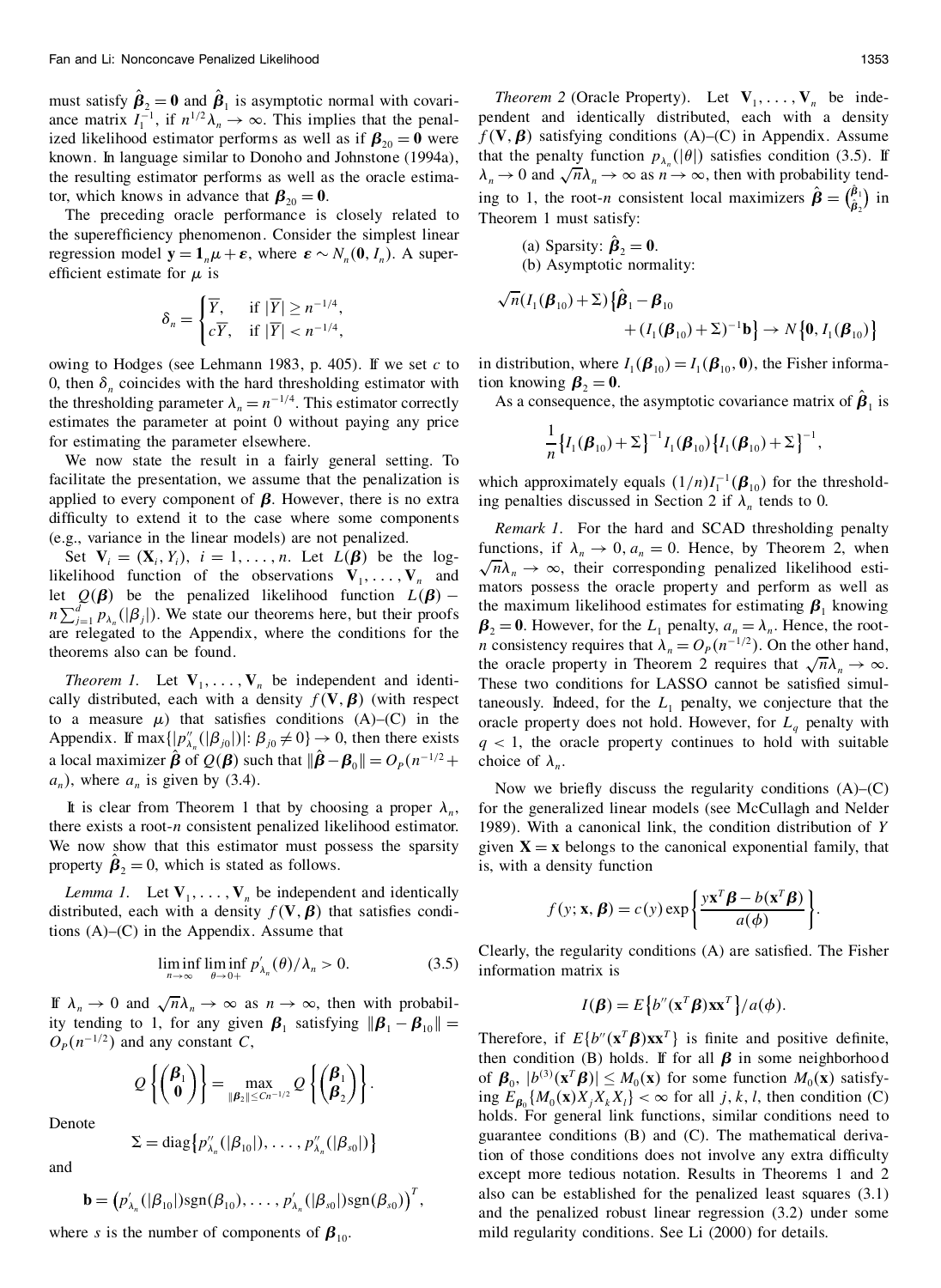must satisfy $\hat{\boldsymbol{\beta}}_2 = \mathbf{0}$ and $\hat{\boldsymbol{\beta}}_1$ is asymptotic normal with covariance matrix $I_1^{-1}$, if $n^{1/2}\lambda_n \to \infty$. This implies that the penalized likelihood estimator performs as well as if $\boldsymbol{\beta}_{20} = \mathbf{0}$ were known. In language similar to Donoho and Johnstone (1994a), the resulting estimator performs as well as the oracle estimator, which knows in advance that $\boldsymbol{\beta}_{20} = \mathbf{0}$.

The preceding oracle performance is closely related to the superefficiency phenomenon. Consider the simplest linear regression model $\mathbf{y} = \mathbf{1}_n \mu + \boldsymbol{\varepsilon}$, where $\boldsymbol{\varepsilon} \sim N_n(\mathbf{0}, I_n)$. A superefficient estimate for $\mu$ is

$$\delta_n = \begin{cases} \overline{Y}, & \text{if } |\overline{Y}| \geq n^{-1/4}, \\ c\overline{Y}, & \text{if } |\overline{Y}| < n^{-1/4}, \end{cases}$$

owing to Hodges (see Lehmann 1983, p. 405). If we set $c$ to 0, then $\delta_n$ coincides with the hard thresholding estimator with the thresholding parameter $\lambda_n = n^{-1/4}$. This estimator correctly estimates the parameter at point 0 without paying any price for estimating the parameter elsewhere.

We now state the result in a fairly general setting. To facilitate the presentation, we assume that the penalization is applied to every component of $\boldsymbol{\beta}$. However, there is no extra difficulty to extend it to the case where some components (e.g., variance in the linear models) are not penalized.

Set $\mathbf{V}_i = (\mathbf{X}_i, Y_i)$, $i = 1, \ldots, n$. Let $L(\boldsymbol{\beta})$ be the log-likelihood function of the observations $\mathbf{V}_1, \ldots, \mathbf{V}_n$ and let $Q(\boldsymbol{\beta})$ be the penalized likelihood function $L(\boldsymbol{\beta}) - n\sum_{j=1}^{d} p_{\lambda_n}(|\beta_j|)$. We state our theorems here, but their proofs are relegated to the Appendix, where the conditions for the theorems also can be found.

*Theorem 1.* Let $\mathbf{V}_1, \ldots, \mathbf{V}_n$ be independent and identically distributed, each with a density $f(\mathbf{V}, \boldsymbol{\beta})$ (with respect to a measure $\mu$) that satisfies conditions (A)–(C) in the Appendix. If $\max\{|p''_{\lambda_n}(|\beta_{j0}|)|: \beta_{j0} \neq 0\} \to 0$, then there exists a local maximizer $\hat{\boldsymbol{\beta}}$ of $Q(\boldsymbol{\beta})$ such that $\|\hat{\boldsymbol{\beta}} - \boldsymbol{\beta}_0\| = O_P(n^{-1/2} + a_n)$, where $a_n$ is given by (3.4).

It is clear from Theorem 1 that by choosing a proper $\lambda_n$, there exists a root-$n$ consistent penalized likelihood estimator. We now show that this estimator must possess the sparsity property $\hat{\boldsymbol{\beta}}_2 = 0$, which is stated as follows.

*Lemma 1.* Let $\mathbf{V}_1, \ldots, \mathbf{V}_n$ be independent and identically distributed, each with a density $f(\mathbf{V}, \boldsymbol{\beta})$ that satisfies conditions (A)–(C) in the Appendix. Assume that

$$\liminf_{n\to\infty} \liminf_{\theta \to 0+} p'_{\lambda_n}(\theta)/\lambda_n > 0. \tag{3.5}$$

If $\lambda_n \to 0$ and $\sqrt{n}\lambda_n \to \infty$ as $n \to \infty$, then with probability tending to 1, for any given $\boldsymbol{\beta}_1$ satisfying $\|\boldsymbol{\beta}_1 - \boldsymbol{\beta}_{10}\| = O_P(n^{-1/2})$ and any constant $C$,

$$Q\left\{\begin{pmatrix}\boldsymbol{\beta}_1 \\ \mathbf{0}\end{pmatrix}\right\} = \max_{\|\boldsymbol{\beta}_2\| \leq Cn^{-1/2}} Q\left\{\begin{pmatrix}\boldsymbol{\beta}_1 \\ \boldsymbol{\beta}_2\end{pmatrix}\right\}.$$

Denote

$$\Sigma = \operatorname{diag}\left\{p''_{\lambda_n}(|\beta_{10}|), \ldots, p''_{\lambda_n}(|\beta_{s0}|)\right\}$$

and

$$\mathbf{b} = \left(p'_{\lambda_n}(|\beta_{10}|)\operatorname{sgn}(\beta_{10}), \ldots, p'_{\lambda_n}(|\beta_{s0}|)\operatorname{sgn}(\beta_{s0})\right)^T,$$

where $s$ is the number of components of $\boldsymbol{\beta}_{10}$.

*Theorem 2* (Oracle Property). Let $\mathbf{V}_1, \ldots, \mathbf{V}_n$ be independent and identically distributed, each with a density $f(\mathbf{V}, \boldsymbol{\beta})$ satisfying conditions (A)–(C) in Appendix. Assume that the penalty function $p_{\lambda_n}(|\theta|)$ satisfies condition (3.5). If $\lambda_n \to 0$ and $\sqrt{n}\lambda_n \to \infty$ as $n \to \infty$, then with probability tending to 1, the root-$n$ consistent local maximizers $\hat{\boldsymbol{\beta}} = \binom{\hat{\boldsymbol{\beta}}_1}{\hat{\boldsymbol{\beta}}_2}$ in Theorem 1 must satisfy:

(a) Sparsity: $\hat{\boldsymbol{\beta}}_2 = \mathbf{0}$.

(b) Asymptotic normality:

$$\sqrt{n}(I_1(\boldsymbol{\beta}_{10}) + \Sigma)\left\{\hat{\boldsymbol{\beta}}_1 - \boldsymbol{\beta}_{10} + (I_1(\boldsymbol{\beta}_{10}) + \Sigma)^{-1}\mathbf{b}\right\} \to N\left\{\mathbf{0}, I_1(\boldsymbol{\beta}_{10})\right\}$$

in distribution, where $I_1(\boldsymbol{\beta}_{10}) = I_1(\boldsymbol{\beta}_{10}, \mathbf{0})$, the Fisher information knowing $\boldsymbol{\beta}_2 = \mathbf{0}$.

As a consequence, the asymptotic covariance matrix of $\hat{\boldsymbol{\beta}}_1$ is

$$\frac{1}{n}\left\{I_1(\boldsymbol{\beta}_{10}) + \Sigma\right\}^{-1} I_1(\boldsymbol{\beta}_{10})\left\{I_1(\boldsymbol{\beta}_{10}) + \Sigma\right\}^{-1},$$

which approximately equals $(1/n)I_1^{-1}(\boldsymbol{\beta}_{10})$ for the thresholding penalties discussed in Section 2 if $\lambda_n$ tends to 0.

*Remark 1.* For the hard and SCAD thresholding penalty functions, if $\lambda_n \to 0$, $a_n = 0$. Hence, by Theorem 2, when $\sqrt{n}\lambda_n \to \infty$, their corresponding penalized likelihood estimators possess the oracle property and perform as well as the maximum likelihood estimates for estimating $\boldsymbol{\beta}_1$ knowing $\boldsymbol{\beta}_2 = \mathbf{0}$. However, for the $L_1$ penalty, $a_n = \lambda_n$. Hence, the root-$n$ consistency requires that $\lambda_n = O_P(n^{-1/2})$. On the other hand, the oracle property in Theorem 2 requires that $\sqrt{n}\lambda_n \to \infty$. These two conditions for LASSO cannot be satisfied simultaneously. Indeed, for the $L_1$ penalty, we conjecture that the oracle property does not hold. However, for $L_q$ penalty with $q < 1$, the oracle property continues to hold with suitable choice of $\lambda_n$.

Now we briefly discuss the regularity conditions (A)–(C) for the generalized linear models (see McCullagh and Nelder 1989). With a canonical link, the condition distribution of $Y$ given $\mathbf{X} = \mathbf{x}$ belongs to the canonical exponential family, that is, with a density function

$$f(y; \mathbf{x}, \boldsymbol{\beta}) = c(y)\exp\left\{\frac{y\mathbf{x}^T\boldsymbol{\beta} - b(\mathbf{x}^T\boldsymbol{\beta})}{a(\phi)}\right\}.$$

Clearly, the regularity conditions (A) are satisfied. The Fisher information matrix is

$$I(\boldsymbol{\beta}) = E\left\{b''(\mathbf{x}^T\boldsymbol{\beta})\mathbf{x}\mathbf{x}^T\right\}/a(\phi).$$

Therefore, if $E\{b''(\mathbf{x}^T\boldsymbol{\beta})\mathbf{x}\mathbf{x}^T\}$ is finite and positive definite, then condition (B) holds. If for all $\boldsymbol{\beta}$ in some neighborhood of $\boldsymbol{\beta}_0$, $|b^{(3)}(\mathbf{x}^T\boldsymbol{\beta})| \leq M_0(\mathbf{x})$ for some function $M_0(\mathbf{x})$ satisfying $E_{\boldsymbol{\beta}_0}\{M_0(\mathbf{x})X_jX_kX_l\} < \infty$ for all $j, k, l$, then condition (C) holds. For general link functions, similar conditions need to guarantee conditions (B) and (C). The mathematical derivation of those conditions does not involve any extra difficulty except more tedious notation. Results in Theorems 1 and 2 also can be established for the penalized least squares (3.1) and the penalized robust linear regression (3.2) under some mild regularity conditions. See Li (2000) for details.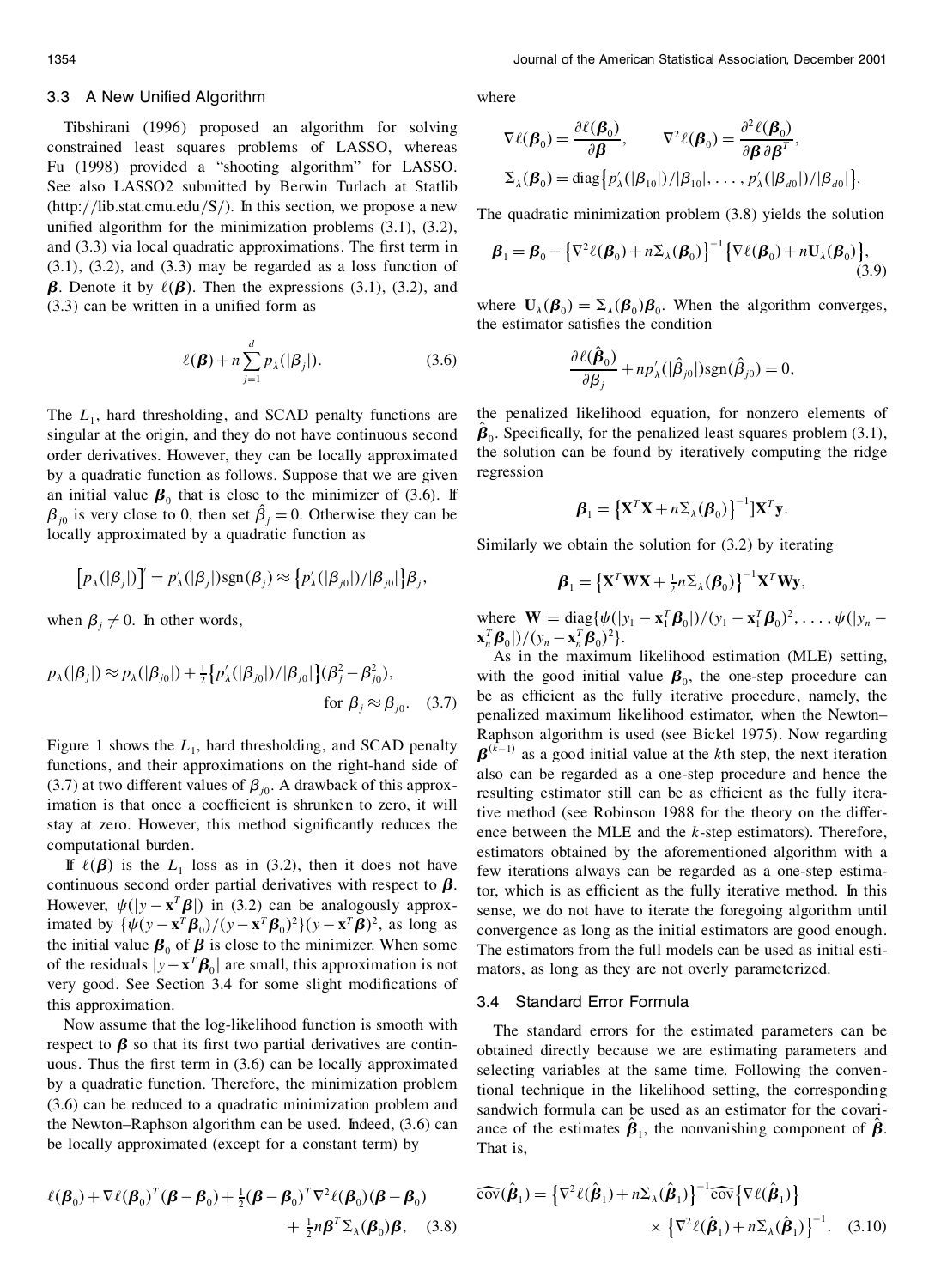### 3.3 A New Unified Algorithm

Tibshirani (1996) proposed an algorithm for solving constrained least squares problems of LASSO, whereas Fu (1998) provided a "shooting algorithm" for LASSO. See also LASSO2 submitted by Berwin Turlach at Statlib (http://lib.stat.cmu.edu/S/). In this section, we propose a new unified algorithm for the minimization problems (3.1), (3.2), and (3.3) via local quadratic approximations. The first term in (3.1), (3.2), and (3.3) may be regarded as a loss function of $\boldsymbol{\beta}$. Denote it by $\ell(\boldsymbol{\beta})$. Then the expressions (3.1), (3.2), and (3.3) can be written in a unified form as

$$\ell(\boldsymbol{\beta}) + n\sum_{j=1}^{d} p_\lambda(|\beta_j|). \tag{3.6}$$

The $L_1$, hard thresholding, and SCAD penalty functions are singular at the origin, and they do not have continuous second order derivatives. However, they can be locally approximated by a quadratic function as follows. Suppose that we are given an initial value $\boldsymbol{\beta}_0$ that is close to the minimizer of (3.6). If $\beta_{j0}$ is very close to 0, then set $\hat{\beta}_j = 0$. Otherwise they can be locally approximated by a quadratic function as

$$\left[p_\lambda(|\beta_j|)\right]' = p'_\lambda(|\beta_j|)\operatorname{sgn}(\beta_j) \approx \left\{p'_\lambda(|\beta_{j0}|)/|\beta_{j0}|\right\}\beta_j,$$

when $\beta_j \neq 0$. In other words,

$$p_\lambda(|\beta_j|) \approx p_\lambda(|\beta_{j0}|) + \tfrac{1}{2}\left\{p'_\lambda(|\beta_{j0}|)/|\beta_{j0}|\right\}(\beta_j^2 - \beta_{j0}^2), \quad \text{for } \beta_j \approx \beta_{j0}. \tag{3.7}$$

Figure 1 shows the $L_1$, hard thresholding, and SCAD penalty functions, and their approximations on the right-hand side of (3.7) at two different values of $\beta_{j0}$. A drawback of this approximation is that once a coefficient is shrunken to zero, it will stay at zero. However, this method significantly reduces the computational burden.

If $\ell(\boldsymbol{\beta})$ is the $L_1$ loss as in (3.2), then it does not have continuous second order partial derivatives with respect to $\boldsymbol{\beta}$. However, $\psi(|y - \mathbf{x}^T\boldsymbol{\beta}|)$ in (3.2) can be analogously approximated by $\{\psi(y - \mathbf{x}^T\boldsymbol{\beta}_0)/(y - \mathbf{x}^T\boldsymbol{\beta}_0)^2\}(y - \mathbf{x}^T\boldsymbol{\beta})^2$, as long as the initial value $\boldsymbol{\beta}_0$ of $\boldsymbol{\beta}$ is close to the minimizer. When some of the residuals $|y - \mathbf{x}^T\boldsymbol{\beta}_0|$ are small, this approximation is not very good. See Section 3.4 for some slight modifications of this approximation.

Now assume that the log-likelihood function is smooth with respect to $\boldsymbol{\beta}$ so that its first two partial derivatives are continuous. Thus the first term in (3.6) can be locally approximated by a quadratic function. Therefore, the minimization problem (3.6) can be reduced to a quadratic minimization problem and the Newton–Raphson algorithm can be used. Indeed, (3.6) can be locally approximated (except for a constant term) by

$$\ell(\boldsymbol{\beta}_0) + \nabla\ell(\boldsymbol{\beta}_0)^T(\boldsymbol{\beta} - \boldsymbol{\beta}_0) + \tfrac{1}{2}(\boldsymbol{\beta} - \boldsymbol{\beta}_0)^T\nabla^2\ell(\boldsymbol{\beta}_0)(\boldsymbol{\beta} - \boldsymbol{\beta}_0) + \tfrac{1}{2}n\boldsymbol{\beta}^T\Sigma_\lambda(\boldsymbol{\beta}_0)\boldsymbol{\beta}, \tag{3.8}$$

where

$$\nabla\ell(\boldsymbol{\beta}_0) = \frac{\partial\ell(\boldsymbol{\beta}_0)}{\partial\boldsymbol{\beta}}, \qquad \nabla^2\ell(\boldsymbol{\beta}_0) = \frac{\partial^2\ell(\boldsymbol{\beta}_0)}{\partial\boldsymbol{\beta}\,\partial\boldsymbol{\beta}^T},$$

$$\Sigma_\lambda(\boldsymbol{\beta}_0) = \operatorname{diag}\left\{p'_\lambda(|\beta_{10}|)/|\beta_{10}|, \ldots, p'_\lambda(|\beta_{d0}|)/|\beta_{d0}|\right\}.$$

The quadratic minimization problem (3.8) yields the solution

$$\boldsymbol{\beta}_1 = \boldsymbol{\beta}_0 - \left\{\nabla^2\ell(\boldsymbol{\beta}_0) + n\Sigma_\lambda(\boldsymbol{\beta}_0)\right\}^{-1}\left\{\nabla\ell(\boldsymbol{\beta}_0) + n\mathbf{U}_\lambda(\boldsymbol{\beta}_0)\right\}, \tag{3.9}$$

where $\mathbf{U}_\lambda(\boldsymbol{\beta}_0) = \Sigma_\lambda(\boldsymbol{\beta}_0)\boldsymbol{\beta}_0$. When the algorithm converges, the estimator satisfies the condition

$$\frac{\partial\ell(\hat{\boldsymbol{\beta}}_0)}{\partial\beta_j} + np'_\lambda(|\hat{\beta}_{j0}|)\operatorname{sgn}(\hat{\beta}_{j0}) = 0,$$

the penalized likelihood equation, for nonzero elements of $\hat{\boldsymbol{\beta}}_0$. Specifically, for the penalized least squares problem (3.1), the solution can be found by iteratively computing the ridge regression

$$\boldsymbol{\beta}_1 = \left\{\mathbf{X}^T\mathbf{X} + n\Sigma_\lambda(\boldsymbol{\beta}_0)\right\}^{-1}]\mathbf{X}^T\mathbf{y}.$$

Similarly we obtain the solution for (3.2) by iterating

$$\boldsymbol{\beta}_1 = \left\{\mathbf{X}^T\mathbf{W}\mathbf{X} + \tfrac{1}{2}n\Sigma_\lambda(\boldsymbol{\beta}_0)\right\}^{-1}\mathbf{X}^T\mathbf{W}\mathbf{y},$$

where $\mathbf{W} = \operatorname{diag}\{\psi(|y_1 - \mathbf{x}_1^T\boldsymbol{\beta}_0|)/(y_1 - \mathbf{x}_1^T\boldsymbol{\beta}_0)^2, \ldots, \psi(|y_n - \mathbf{x}_n^T\boldsymbol{\beta}_0|)/(y_n - \mathbf{x}_n^T\boldsymbol{\beta}_0)^2\}$.

As in the maximum likelihood estimation (MLE) setting, with the good initial value $\boldsymbol{\beta}_0$, the one-step procedure can be as efficient as the fully iterative procedure, namely, the penalized maximum likelihood estimator, when the Newton–Raphson algorithm is used (see Bickel 1975). Now regarding $\boldsymbol{\beta}^{(k-1)}$ as a good initial value at the $k$th step, the next iteration also can be regarded as a one-step procedure and hence the resulting estimator still can be as efficient as the fully iterative method (see Robinson 1988 for the theory on the difference between the MLE and the $k$-step estimators). Therefore, estimators obtained by the aforementioned algorithm with a few iterations always can be regarded as a one-step estimator, which is as efficient as the fully iterative method. In this sense, we do not have to iterate the foregoing algorithm until convergence as long as the initial estimators are good enough. The estimators from the full models can be used as initial estimators, as long as they are not overly parameterized.

### 3.4 Standard Error Formula

The standard errors for the estimated parameters can be obtained directly because we are estimating parameters and selecting variables at the same time. Following the conventional technique in the likelihood setting, the corresponding sandwich formula can be used as an estimator for the covariance of the estimates $\hat{\boldsymbol{\beta}}_1$, the nonvanishing component of $\hat{\boldsymbol{\beta}}$. That is,

$$\widehat{\operatorname{cov}}(\hat{\boldsymbol{\beta}}_1) = \left\{\nabla^2\ell(\hat{\boldsymbol{\beta}}_1) + n\Sigma_\lambda(\hat{\boldsymbol{\beta}}_1)\right\}^{-1}\widehat{\operatorname{cov}}\left\{\nabla\ell(\hat{\boldsymbol{\beta}}_1)\right\} \times \left\{\nabla^2\ell(\hat{\boldsymbol{\beta}}_1) + n\Sigma_\lambda(\hat{\boldsymbol{\beta}}_1)\right\}^{-1}. \tag{3.10}$$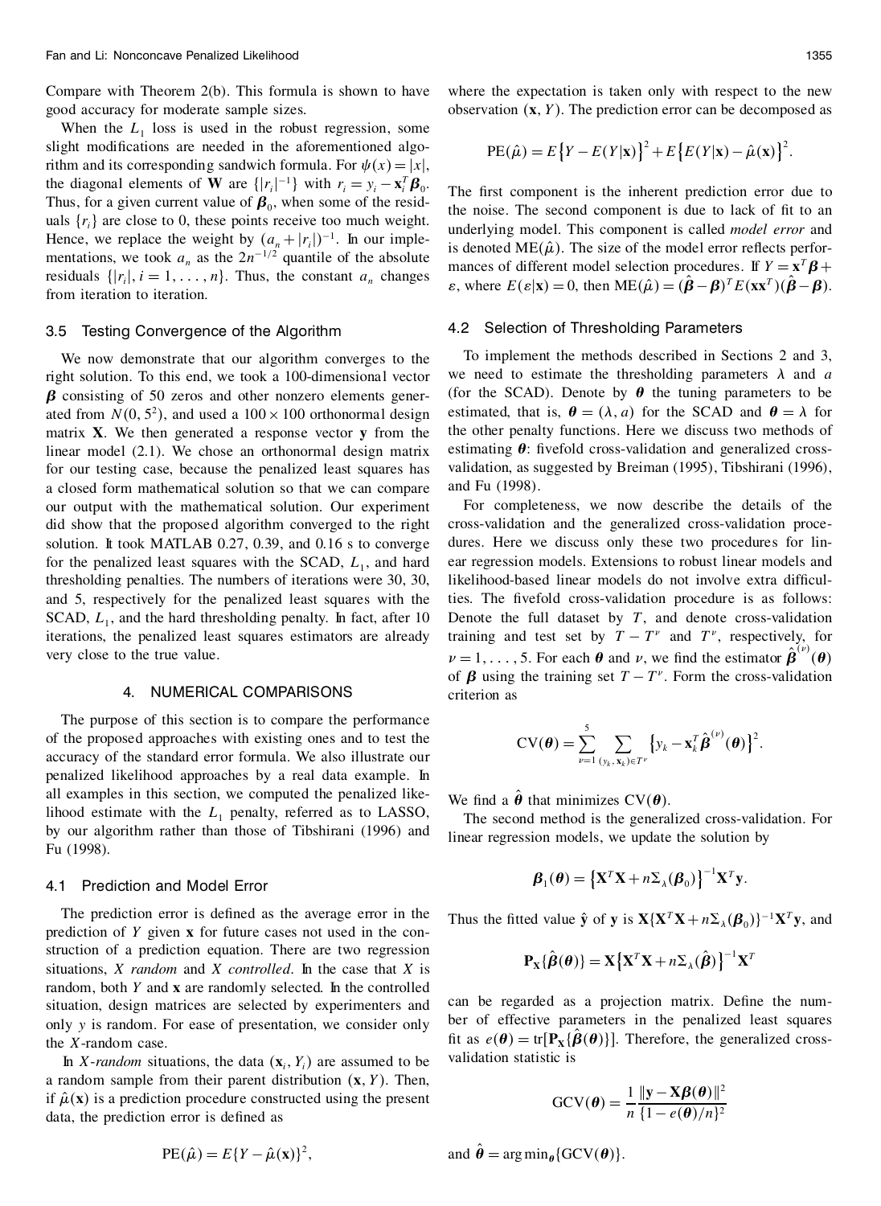Compare with Theorem 2(b). This formula is shown to have good accuracy for moderate sample sizes.

When the $L_1$ loss is used in the robust regression, some slight modifications are needed in the aforementioned algorithm and its corresponding sandwich formula. For $\psi(x) = |x|$, the diagonal elements of $\mathbf{W}$ are $\{|r_i|^{-1}\}$ with $r_i = y_i - \mathbf{x}_i^T \boldsymbol{\beta}_0$. Thus, for a given current value of $\boldsymbol{\beta}_0$, when some of the residuals $\{r_i\}$ are close to 0, these points receive too much weight. Hence, we replace the weight by $(a_n + |r_i|)^{-1}$. In our implementations, we took $a_n$ as the $2n^{-1/2}$ quantile of the absolute residuals $\{|r_i|, i = 1, \ldots, n\}$. Thus, the constant $a_n$ changes from iteration to iteration.

### 3.5 Testing Convergence of the Algorithm

We now demonstrate that our algorithm converges to the right solution. To this end, we took a 100-dimensional vector $\boldsymbol{\beta}$ consisting of 50 zeros and other nonzero elements generated from $N(0, 5^2)$, and used a $100 \times 100$ orthonormal design matrix $\mathbf{X}$. We then generated a response vector $\mathbf{y}$ from the linear model (2.1). We chose an orthonormal design matrix for our testing case, because the penalized least squares has a closed form mathematical solution so that we can compare our output with the mathematical solution. Our experiment did show that the proposed algorithm converged to the right solution. It took MATLAB 0.27, 0.39, and 0.16 s to converge for the penalized least squares with the SCAD, $L_1$, and hard thresholding penalties. The numbers of iterations were 30, 30, and 5, respectively for the penalized least squares with the SCAD, $L_1$, and the hard thresholding penalty. In fact, after 10 iterations, the penalized least squares estimators are already very close to the true value.

## 4. NUMERICAL COMPARISONS

The purpose of this section is to compare the performance of the proposed approaches with existing ones and to test the accuracy of the standard error formula. We also illustrate our penalized likelihood approaches by a real data example. In all examples in this section, we computed the penalized likelihood estimate with the $L_1$ penalty, referred as to LASSO, by our algorithm rather than those of Tibshirani (1996) and Fu (1998).

### 4.1 Prediction and Model Error

The prediction error is defined as the average error in the prediction of $Y$ given $\mathbf{x}$ for future cases not used in the construction of a prediction equation. There are two regression situations, *X random* and *X controlled*. In the case that $X$ is random, both $Y$ and $\mathbf{x}$ are randomly selected. In the controlled situation, design matrices are selected by experimenters and only $y$ is random. For ease of presentation, we consider only the $X$-random case.

In *X-random* situations, the data $(\mathbf{x}_i, Y_i)$ are assumed to be a random sample from their parent distribution $(\mathbf{x}, Y)$. Then, if $\hat{\mu}(\mathbf{x})$ is a prediction procedure constructed using the present data, the prediction error is defined as

$$\mathrm{PE}(\hat{\mu}) = E\{Y - \hat{\mu}(\mathbf{x})\}^2,$$

where the expectation is taken only with respect to the new observation $(\mathbf{x}, Y)$. The prediction error can be decomposed as

$$\mathrm{PE}(\hat{\mu}) = E\{Y - E(Y|\mathbf{x})\}^2 + E\{E(Y|\mathbf{x}) - \hat{\mu}(\mathbf{x})\}^2.$$

The first component is the inherent prediction error due to the noise. The second component is due to lack of fit to an underlying model. This component is called *model error* and is denoted $\mathrm{ME}(\hat{\mu})$. The size of the model error reflects performances of different model selection procedures. If $Y = \mathbf{x}^T\boldsymbol{\beta} + \varepsilon$, where $E(\varepsilon|\mathbf{x}) = 0$, then $\mathrm{ME}(\hat{\mu}) = (\hat{\boldsymbol{\beta}} - \boldsymbol{\beta})^T E(\mathbf{x}\mathbf{x}^T)(\hat{\boldsymbol{\beta}} - \boldsymbol{\beta})$.

### 4.2 Selection of Thresholding Parameters

To implement the methods described in Sections 2 and 3, we need to estimate the thresholding parameters $\lambda$ and $a$ (for the SCAD). Denote by $\boldsymbol{\theta}$ the tuning parameters to be estimated, that is, $\boldsymbol{\theta} = (\lambda, a)$ for the SCAD and $\boldsymbol{\theta} = \lambda$ for the other penalty functions. Here we discuss two methods of estimating $\boldsymbol{\theta}$: fivefold cross-validation and generalized cross-validation, as suggested by Breiman (1995), Tibshirani (1996), and Fu (1998).

For completeness, we now describe the details of the cross-validation and the generalized cross-validation procedures. Here we discuss only these two procedures for linear regression models. Extensions to robust linear models and likelihood-based linear models do not involve extra difficulties. The fivefold cross-validation procedure is as follows: Denote the full dataset by $T$, and denote cross-validation training and test set by $T - T^{\nu}$ and $T^{\nu}$, respectively, for $\nu = 1, \ldots, 5$. For each $\boldsymbol{\theta}$ and $\nu$, we find the estimator $\hat{\boldsymbol{\beta}}^{(\nu)}(\boldsymbol{\theta})$ of $\boldsymbol{\beta}$ using the training set $T - T^{\nu}$. Form the cross-validation criterion as

$$\mathrm{CV}(\boldsymbol{\theta}) = \sum_{\nu=1}^{5} \sum_{(y_k, \mathbf{x}_k) \in T^{\nu}} \left\{ y_k - \mathbf{x}_k^T \hat{\boldsymbol{\beta}}^{(\nu)}(\boldsymbol{\theta}) \right\}^2.$$

We find a $\hat{\boldsymbol{\theta}}$ that minimizes $\mathrm{CV}(\boldsymbol{\theta})$.

The second method is the generalized cross-validation. For linear regression models, we update the solution by

$$\boldsymbol{\beta}_1(\boldsymbol{\theta}) = \left\{ \mathbf{X}^T\mathbf{X} + n\Sigma_{\lambda}(\boldsymbol{\beta}_0) \right\}^{-1} \mathbf{X}^T \mathbf{y}.$$

Thus the fitted value $\hat{\mathbf{y}}$ of $\mathbf{y}$ is $\mathbf{X}\{\mathbf{X}^T\mathbf{X} + n\Sigma_{\lambda}(\boldsymbol{\beta}_0)\}^{-1}\mathbf{X}^T\mathbf{y}$, and

$$\mathbf{P}_{\mathbf{X}}\{\hat{\boldsymbol{\beta}}(\boldsymbol{\theta})\} = \mathbf{X}\left\{ \mathbf{X}^T\mathbf{X} + n\Sigma_{\lambda}(\hat{\boldsymbol{\beta}}) \right\}^{-1} \mathbf{X}^T$$

can be regarded as a projection matrix. Define the number of effective parameters in the penalized least squares fit as $e(\boldsymbol{\theta}) = \mathrm{tr}[\mathbf{P}_{\mathbf{X}}\{\hat{\boldsymbol{\beta}}(\boldsymbol{\theta})\}]$. Therefore, the generalized cross-validation statistic is

$$\mathrm{GCV}(\boldsymbol{\theta}) = \frac{1}{n} \frac{\|\mathbf{y} - \mathbf{X}\boldsymbol{\beta}(\boldsymbol{\theta})\|^2}{\{1 - e(\boldsymbol{\theta})/n\}^2}$$

and $\hat{\boldsymbol{\theta}} = \arg\min_{\boldsymbol{\theta}}\{\mathrm{GCV}(\boldsymbol{\theta})\}$.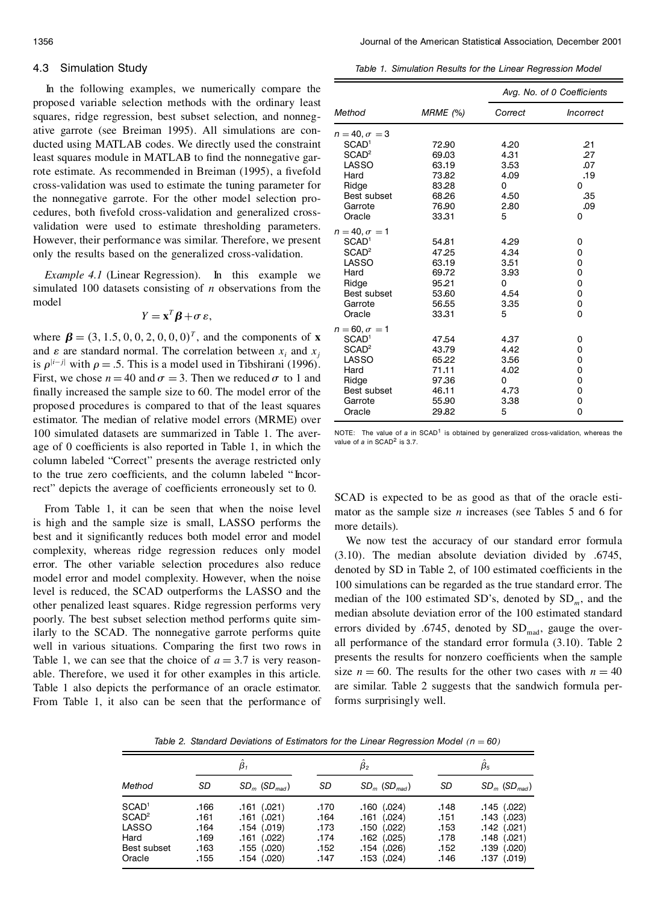### 4.3 Simulation Study

In the following examples, we numerically compare the proposed variable selection methods with the ordinary least squares, ridge regression, best subset selection, and nonnegative garrote (see Breiman 1995). All simulations are conducted using MATLAB codes. We directly used the constraint least squares module in MATLAB to find the nonnegative garrote estimate. As recommended in Breiman (1995), a fivefold cross-validation was used to estimate the tuning parameter for the nonnegative garrote. For the other model selection procedures, both fivefold cross-validation and generalized cross-validation were used to estimate thresholding parameters. However, their performance was similar. Therefore, we present only the results based on the generalized cross-validation.

*Example 4.1* (Linear Regression). In this example we simulated 100 datasets consisting of $n$ observations from the model

$$Y = \mathbf{x}^T \boldsymbol{\beta} + \sigma \varepsilon,$$

where $\boldsymbol{\beta} = (3, 1.5, 0, 0, 2, 0, 0, 0)^T$, and the components of $\mathbf{x}$ and $\varepsilon$ are standard normal. The correlation between $x_i$ and $x_j$ is $\rho^{|i-j|}$ with $\rho = .5$. This is a model used in Tibshirani (1996). First, we chose $n = 40$ and $\sigma = 3$. Then we reduced $\sigma$ to 1 and finally increased the sample size to 60. The model error of the proposed procedures is compared to that of the least squares estimator. The median of relative model errors (MRME) over 100 simulated datasets are summarized in Table 1. The average of 0 coefficients is also reported in Table 1, in which the column labeled "Correct" presents the average restricted only to the true zero coefficients, and the column labeled "Incorrect" depicts the average of coefficients erroneously set to 0.

From Table 1, it can be seen that when the noise level is high and the sample size is small, LASSO performs the best and it significantly reduces both model error and model complexity, whereas ridge regression reduces only model error. The other variable selection procedures also reduce model error and model complexity. However, when the noise level is reduced, the SCAD outperforms the LASSO and the other penalized least squares. Ridge regression performs very poorly. The best subset selection method performs quite similarly to the SCAD. The nonnegative garrote performs quite well in various situations. Comparing the first two rows in Table 1, we can see that the choice of $a = 3.7$ is very reasonable. Therefore, we used it for other examples in this article. Table 1 also depicts the performance of an oracle estimator. From Table 1, it also can be seen that the performance of SCAD is expected to be as good as that of the oracle estimator as the sample size $n$ increases (see Tables 5 and 6 for more details).

*Table 1. Simulation Results for the Linear Regression Model*

| | | Avg. No. of 0 Coefficients | |
|---|---|---|---|
| Method | MRME (%) | Correct | Incorrect |
| $n = 40, \sigma = 3$ | | | |
| SCAD[1] | 72.90 | 4.20 | .21 |
| SCAD[2] | 69.03 | 4.31 | .27 |
| LASSO | 63.19 | 3.53 | .07 |
| Hard | 73.82 | 4.09 | .19 |
| Ridge | 83.28 | 0 | 0 |
| Best subset | 68.26 | 4.50 | .35 |
| Garrote | 76.90 | 2.80 | .09 |
| Oracle | 33.31 | 5 | 0 |
| $n = 40, \sigma = 1$ | | | |
| SCAD[1] | 54.81 | 4.29 | 0 |
| SCAD[2] | 47.25 | 4.34 | 0 |
| LASSO | 63.19 | 3.51 | 0 |
| Hard | 69.72 | 3.93 | 0 |
| Ridge | 95.21 | 0 | 0 |
| Best subset | 53.60 | 4.54 | 0 |
| Garrote | 56.55 | 3.35 | 0 |
| Oracle | 33.31 | 5 | 0 |
| $n = 60, \sigma = 1$ | | | |
| SCAD[1] | 47.54 | 4.37 | 0 |
| SCAD[2] | 43.79 | 4.42 | 0 |
| LASSO | 65.22 | 3.56 | 0 |
| Hard | 71.11 | 4.02 | 0 |
| Ridge | 97.36 | 0 | 0 |
| Best subset | 46.11 | 4.73 | 0 |
| Garrote | 55.90 | 3.38 | 0 |
| Oracle | 29.82 | 5 | 0 |

NOTE: The value of $a$ in SCAD[1] is obtained by generalized cross-validation, whereas the value of $a$ in SCAD[2] is 3.7.

We now test the accuracy of our standard error formula (3.10). The median absolute deviation divided by .6745, denoted by SD in Table 2, of 100 estimated coefficients in the 100 simulations can be regarded as the true standard error. The median of the 100 estimated SD's, denoted by $\mathrm{SD}_m$, and the median absolute deviation error of the 100 estimated standard errors divided by .6745, denoted by $\mathrm{SD}_{\mathrm{mad}}$, gauge the overall performance of the standard error formula (3.10). Table 2 presents the results for nonzero coefficients when the sample size $n = 60$. The results for the other two cases with $n = 40$ are similar. Table 2 suggests that the sandwich formula performs surprisingly well.

*Table 2. Standard Deviations of Estimators for the Linear Regression Model ($n = 60$)*

| | $\hat{\beta}_1$ | | $\hat{\beta}_2$ | | $\hat{\beta}_5$ | |
|---|---|---|---|---|---|---|
| Method | SD | $SD_m$ ($SD_{mad}$) | SD | $SD_m$ ($SD_{mad}$) | SD | $SD_m$ ($SD_{mad}$) |
| SCAD[1] | .166 | .161 (.021) | .170 | .160 (.024) | .148 | .145 (.022) |
| SCAD[2] | .161 | .161 (.021) | .164 | .161 (.024) | .151 | .143 (.023) |
| LASSO | .164 | .154 (.019) | .173 | .150 (.022) | .153 | .142 (.021) |
| Hard | .169 | .161 (.022) | .174 | .162 (.025) | .178 | .148 (.021) |
| Best subset | .163 | .155 (.020) | .152 | .154 (.026) | .152 | .139 (.020) |
| Oracle | .155 | .154 (.020) | .147 | .153 (.024) | .146 | .137 (.019) |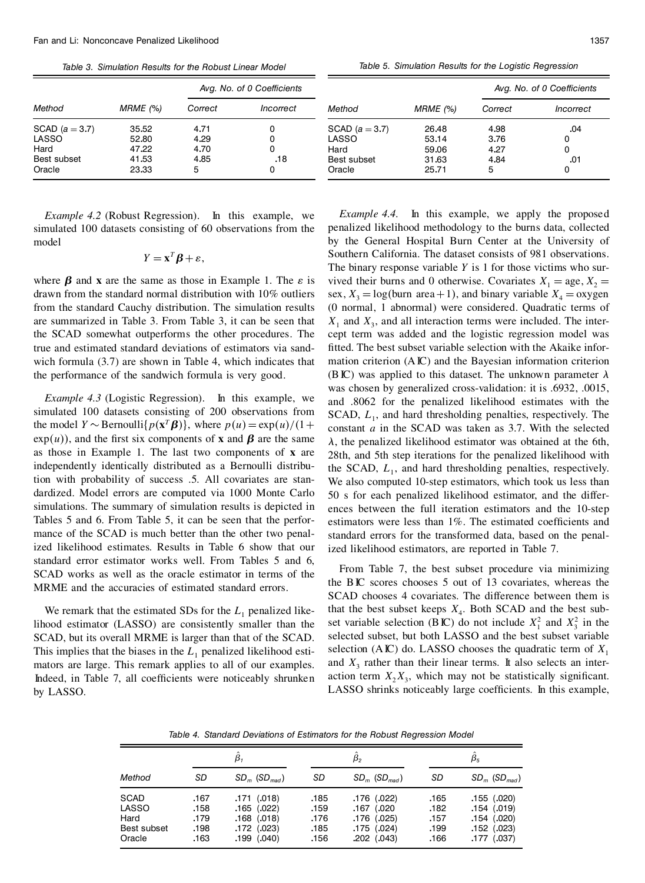Table 3. Simulation Results for the Robust Linear Model

| Method | MRME (%) | Avg. No. of 0 Coefficients | |
|---|---|---|---|
| | | Correct | Incorrect |
| SCAD ($a = 3.7$) | 35.52 | 4.71 | 0 |
| LASSO | 52.80 | 4.29 | 0 |
| Hard | 47.22 | 4.70 | 0 |
| Best subset | 41.53 | 4.85 | .18 |
| Oracle | 23.33 | 5 | 0 |

*Example 4.2* (Robust Regression). In this example, we simulated 100 datasets consisting of 60 observations from the model

$$Y = \mathbf{x}^T \boldsymbol{\beta} + \varepsilon,$$

where $\boldsymbol{\beta}$ and $\mathbf{x}$ are the same as those in Example 1. The $\varepsilon$ is drawn from the standard normal distribution with 10% outliers from the standard Cauchy distribution. The simulation results are summarized in Table 3. From Table 3, it can be seen that the SCAD somewhat outperforms the other procedures. The true and estimated standard deviations of estimators via sandwich formula (3.7) are shown in Table 4, which indicates that the performance of the sandwich formula is very good.

*Example 4.3* (Logistic Regression). In this example, we simulated 100 datasets consisting of 200 observations from the model $Y \sim \text{Bernoulli}\{p(\mathbf{x}^T\boldsymbol{\beta})\}$, where $p(u) = \exp(u)/(1 + \exp(u))$, and the first six components of $\mathbf{x}$ and $\boldsymbol{\beta}$ are the same as those in Example 1. The last two components of $\mathbf{x}$ are independently identically distributed as a Bernoulli distribution with probability of success .5. All covariates are standardized. Model errors are computed via 1000 Monte Carlo simulations. The summary of simulation results is depicted in Tables 5 and 6. From Table 5, it can be seen that the performance of the SCAD is much better than the other two penalized likelihood estimates. Results in Table 6 show that our standard error estimator works well. From Tables 5 and 6, SCAD works as well as the oracle estimator in terms of the MRME and the accuracies of estimated standard errors.

We remark that the estimated SDs for the $L_1$ penalized likelihood estimator (LASSO) are consistently smaller than the SCAD, but its overall MRME is larger than that of the SCAD. This implies that the biases in the $L_1$ penalized likelihood estimators are large. This remark applies to all of our examples. Indeed, in Table 7, all coefficients were noticeably shrunken by LASSO.

Table 5. Simulation Results for the Logistic Regression

| Method | MRME (%) | Avg. No. of 0 Coefficients | |
|---|---|---|---|
| | | Correct | Incorrect |
| SCAD ($a = 3.7$) | 26.48 | 4.98 | .04 |
| LASSO | 53.14 | 3.76 | 0 |
| Hard | 59.06 | 4.27 | 0 |
| Best subset | 31.63 | 4.84 | .01 |
| Oracle | 25.71 | 5 | 0 |

*Example 4.4.* In this example, we apply the proposed penalized likelihood methodology to the burns data, collected by the General Hospital Burn Center at the University of Southern California. The dataset consists of 981 observations. The binary response variable $Y$ is 1 for those victims who survived their burns and 0 otherwise. Covariates $X_1 = \text{age}$, $X_2 = \text{sex}$, $X_3 = \log(\text{burn area} + 1)$, and binary variable $X_4 = \text{oxygen}$ (0 normal, 1 abnormal) were considered. Quadratic terms of $X_1$ and $X_3$, and all interaction terms were included. The intercept term was added and the logistic regression model was fitted. The best subset variable selection with the Akaike information criterion (AIC) and the Bayesian information criterion (BIC) was applied to this dataset. The unknown parameter $\lambda$ was chosen by generalized cross-validation: it is .6932, .0015, and .8062 for the penalized likelihood estimates with the SCAD, $L_1$, and hard thresholding penalties, respectively. The constant $a$ in the SCAD was taken as 3.7. With the selected $\lambda$, the penalized likelihood estimator was obtained at the 6th, 28th, and 5th step iterations for the penalized likelihood with the SCAD, $L_1$, and hard thresholding penalties, respectively. We also computed 10-step estimators, which took us less than 50 s for each penalized likelihood estimator, and the differences between the full iteration estimators and the 10-step estimators were less than 1%. The estimated coefficients and standard errors for the transformed data, based on the penalized likelihood estimators, are reported in Table 7.

From Table 7, the best subset procedure via minimizing the BIC scores chooses 5 out of 13 covariates, whereas the SCAD chooses 4 covariates. The difference between them is that the best subset keeps $X_4$. Both SCAD and the best subset variable selection (BIC) do not include $X_1^2$ and $X_3^2$ in the selected subset, but both LASSO and the best subset variable selection (AIC) do. LASSO chooses the quadratic term of $X_1$ and $X_3$ rather than their linear terms. It also selects an interaction term $X_2X_3$, which may not be statistically significant. LASSO shrinks noticeably large coefficients. In this example,

Table 4. Standard Deviations of Estimators for the Robust Regression Model

| Method | $\hat{\beta}_1$ | | $\hat{\beta}_2$ | | $\hat{\beta}_5$ | |
|---|---|---|---|---|---|---|
| | SD | $SD_m$ ($SD_{mad}$) | SD | $SD_m$ ($SD_{mad}$) | SD | $SD_m$ ($SD_{mad}$) |
| SCAD | .167 | .171 (.018) | .185 | .176 (.022) | .165 | .155 (.020) |
| LASSO | .158 | .165 (.022) | .159 | .167 (.020 | .182 | .154 (.019) |
| Hard | .179 | .168 (.018) | .176 | .176 (.025) | .157 | .154 (.020) |
| Best subset | .198 | .172 (.023) | .185 | .175 (.024) | .199 | .152 (.023) |
| Oracle | .163 | .199 (.040) | .156 | .202 (.043) | .166 | .177 (.037) |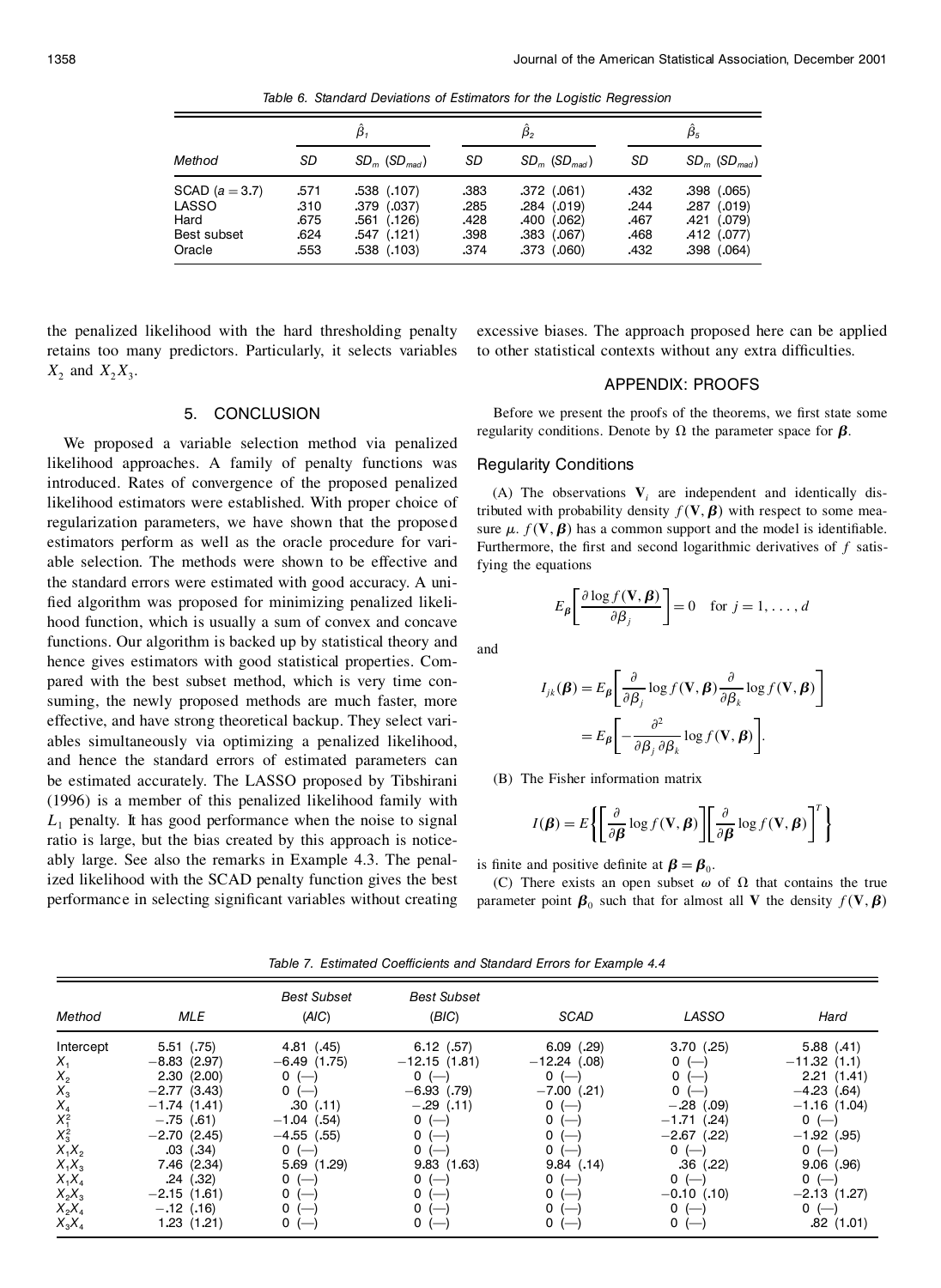Table 6. Standard Deviations of Estimators for the Logistic Regression

| Method | $\hat{\beta}_1$ SD | $\hat{\beta}_1$ $SD_m$ ($SD_{mad}$) | $\hat{\beta}_2$ SD | $\hat{\beta}_2$ $SD_m$ ($SD_{mad}$) | $\hat{\beta}_5$ SD | $\hat{\beta}_5$ $SD_m$ ($SD_{mad}$) |
|---|---|---|---|---|---|---|
| SCAD ($a = 3.7$) | .571 | .538 (.107) | .383 | .372 (.061) | .432 | .398 (.065) |
| LASSO | .310 | .379 (.037) | .285 | .284 (.019) | .244 | .287 (.019) |
| Hard | .675 | .561 (.126) | .428 | .400 (.062) | .467 | .421 (.079) |
| Best subset | .624 | .547 (.121) | .398 | .383 (.067) | .468 | .412 (.077) |
| Oracle | .553 | .538 (.103) | .374 | .373 (.060) | .432 | .398 (.064) |

the penalized likelihood with the hard thresholding penalty retains too many predictors. Particularly, it selects variables $X_2$ and $X_2X_3$.

## 5. CONCLUSION

We proposed a variable selection method via penalized likelihood approaches. A family of penalty functions was introduced. Rates of convergence of the proposed penalized likelihood estimators were established. With proper choice of regularization parameters, we have shown that the proposed estimators perform as well as the oracle procedure for variable selection. The methods were shown to be effective and the standard errors were estimated with good accuracy. A unified algorithm was proposed for minimizing penalized likelihood function, which is usually a sum of convex and concave functions. Our algorithm is backed up by statistical theory and hence gives estimators with good statistical properties. Compared with the best subset method, which is very time consuming, the newly proposed methods are much faster, more effective, and have strong theoretical backup. They select variables simultaneously via optimizing a penalized likelihood, and hence the standard errors of estimated parameters can be estimated accurately. The LASSO proposed by Tibshirani (1996) is a member of this penalized likelihood family with $L_1$ penalty. It has good performance when the noise to signal ratio is large, but the bias created by this approach is noticeably large. See also the remarks in Example 4.3. The penalized likelihood with the SCAD penalty function gives the best performance in selecting significant variables without creating excessive biases. The approach proposed here can be applied to other statistical contexts without any extra difficulties.

## APPENDIX: PROOFS

Before we present the proofs of the theorems, we first state some regularity conditions. Denote by $\Omega$ the parameter space for $\boldsymbol{\beta}$.

### Regularity Conditions

(A) The observations $\mathbf{V}_i$ are independent and identically distributed with probability density $f(\mathbf{V}, \boldsymbol{\beta})$ with respect to some measure $\mu$. $f(\mathbf{V}, \boldsymbol{\beta})$ has a common support and the model is identifiable. Furthermore, the first and second logarithmic derivatives of $f$ satisfying the equations

$$E_{\boldsymbol{\beta}}\left[\frac{\partial \log f(\mathbf{V}, \boldsymbol{\beta})}{\partial \beta_j}\right] = 0 \quad \text{for } j = 1, \ldots, d$$

and

$$I_{jk}(\boldsymbol{\beta}) = E_{\boldsymbol{\beta}}\left[\frac{\partial}{\partial \beta_j} \log f(\mathbf{V}, \boldsymbol{\beta}) \frac{\partial}{\partial \beta_k} \log f(\mathbf{V}, \boldsymbol{\beta})\right] = E_{\boldsymbol{\beta}}\left[-\frac{\partial^2}{\partial \beta_j \, \partial \beta_k} \log f(\mathbf{V}, \boldsymbol{\beta})\right].$$

(B) The Fisher information matrix

$$I(\boldsymbol{\beta}) = E\left\{\left[\frac{\partial}{\partial \boldsymbol{\beta}} \log f(\mathbf{V}, \boldsymbol{\beta})\right]\left[\frac{\partial}{\partial \boldsymbol{\beta}} \log f(\mathbf{V}, \boldsymbol{\beta})\right]^T\right\}$$

is finite and positive definite at $\boldsymbol{\beta} = \boldsymbol{\beta}_0$.

(C) There exists an open subset $\omega$ of $\Omega$ that contains the true parameter point $\boldsymbol{\beta}_0$ such that for almost all $\mathbf{V}$ the density $f(\mathbf{V}, \boldsymbol{\beta})$

Table 7. Estimated Coefficients and Standard Errors for Example 4.4

| Method | MLE | Best Subset (AIC) | Best Subset (BIC) | SCAD | LASSO | Hard |
|---|---|---|---|---|---|---|
| Intercept | 5.51 (.75) | 4.81 (.45) | 6.12 (.57) | 6.09 (.29) | 3.70 (.25) | 5.88 (.41) |
| $X_1$ | −8.83 (2.97) | −6.49 (1.75) | −12.15 (1.81) | −12.24 (.08) | 0 (—) | −11.32 (1.1) |
| $X_2$ | 2.30 (2.00) | 0 (—) | 0 (—) | 0 (—) | 0 (—) | 2.21 (1.41) |
| $X_3$ | −2.77 (3.43) | 0 (—) | −6.93 (.79) | −7.00 (.21) | 0 (—) | −4.23 (.64) |
| $X_4$ | −1.74 (1.41) | .30 (.11) | −.29 (.11) | 0 (—) | −.28 (.09) | −1.16 (1.04) |
| $X_1^2$ | −.75 (.61) | −1.04 (.54) | 0 (—) | 0 (—) | −1.71 (.24) | 0 (—) |
| $X_3^2$ | −2.70 (2.45) | −4.55 (.55) | 0 (—) | 0 (—) | −2.67 (.22) | −1.92 (.95) |
| $X_1X_2$ | .03 (.34) | 0 (—) | 0 (—) | 0 (—) | 0 (—) | 0 (—) |
| $X_1X_3$ | 7.46 (2.34) | 5.69 (1.29) | 9.83 (1.63) | 9.84 (.14) | .36 (.22) | 9.06 (.96) |
| $X_1X_4$ | .24 (.32) | 0 (—) | 0 (—) | 0 (—) | 0 (—) | 0 (—) |
| $X_2X_3$ | −2.15 (1.61) | 0 (—) | 0 (—) | 0 (—) | −0.10 (.10) | −2.13 (1.27) |
| $X_2X_4$ | −.12 (.16) | 0 (—) | 0 (—) | 0 (—) | 0 (—) | 0 (—) |
| $X_3X_4$ | 1.23 (1.21) | 0 (—) | 0 (—) | 0 (—) | 0 (—) | .82 (1.01) |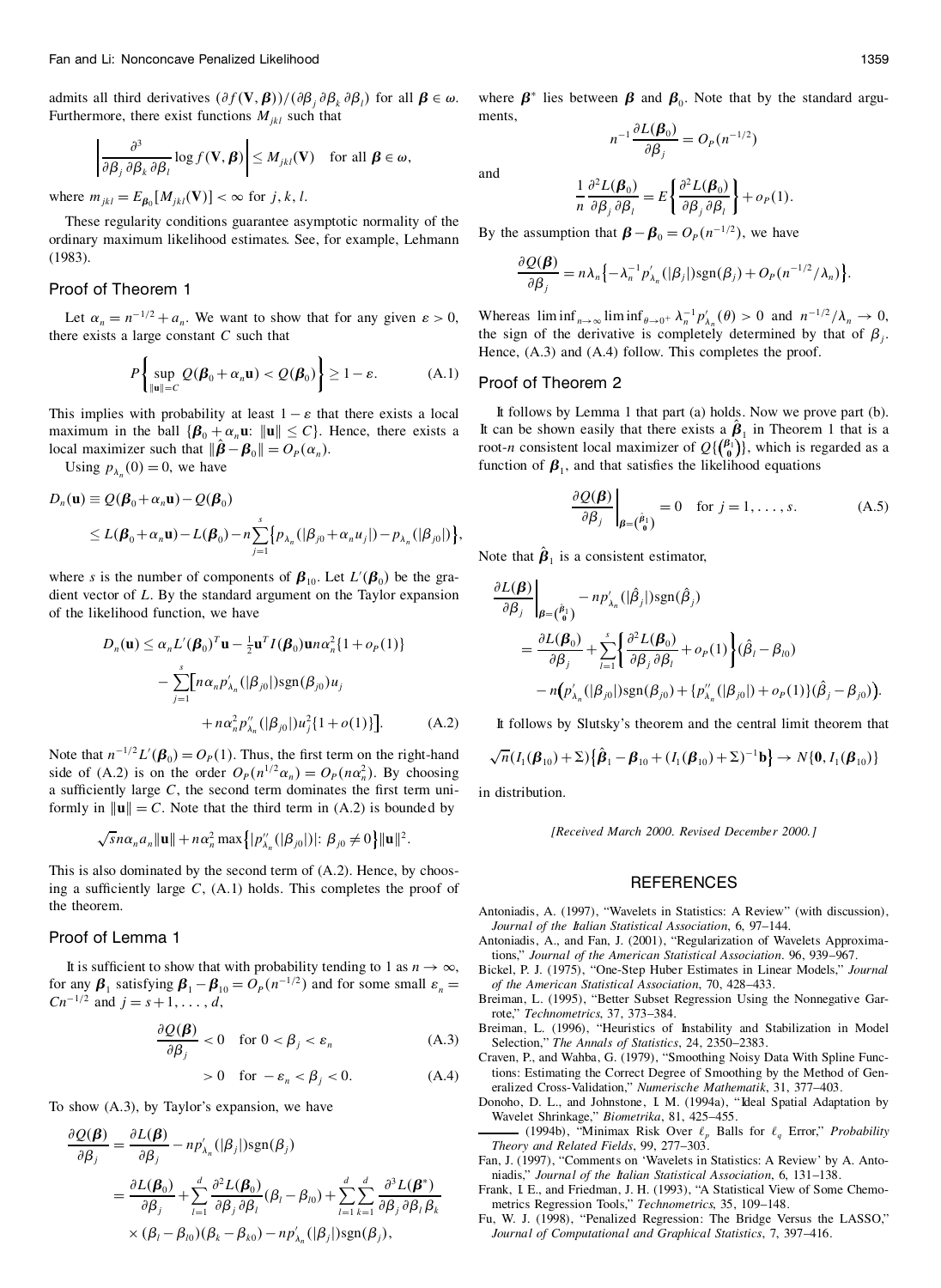admits all third derivatives $(\partial f(\mathbf{V}, \boldsymbol{\beta}))/(\partial\beta_j\,\partial\beta_k\,\partial\beta_l)$ for all $\boldsymbol{\beta} \in \omega$. Furthermore, there exist functions $M_{jkl}$ such that

$$\left|\frac{\partial^3}{\partial\beta_j\,\partial\beta_k\,\partial\beta_l}\log f(\mathbf{V}, \boldsymbol{\beta})\right| \le M_{jkl}(\mathbf{V}) \quad \text{for all } \boldsymbol{\beta} \in \omega,$$

where $m_{jkl} = E_{\boldsymbol{\beta}_0}[M_{jkl}(\mathbf{V})] < \infty$ for $j, k, l$.

These regularity conditions guarantee asymptotic normality of the ordinary maximum likelihood estimates. See, for example, Lehmann (1983).

## Proof of Theorem 1

Let $\alpha_n = n^{-1/2} + a_n$. We want to show that for any given $\varepsilon > 0$, there exists a large constant $C$ such that

$$P\left\{\sup_{\|\mathbf{u}\|=C} Q(\boldsymbol{\beta}_0 + \alpha_n\mathbf{u}) < Q(\boldsymbol{\beta}_0)\right\} \ge 1 - \varepsilon. \tag{A.1}$$

This implies with probability at least $1 - \varepsilon$ that there exists a local maximum in the ball $\{\boldsymbol{\beta}_0 + \alpha_n\mathbf{u}\colon \|\mathbf{u}\| \le C\}$. Hence, there exists a local maximizer such that $\|\hat{\boldsymbol{\beta}} - \boldsymbol{\beta}_0\| = O_P(\alpha_n)$.

Using $p_{\lambda_n}(0) = 0$, we have

$$\begin{aligned} D_n(\mathbf{u}) &\equiv Q(\boldsymbol{\beta}_0 + \alpha_n\mathbf{u}) - Q(\boldsymbol{\beta}_0) \\ &\le L(\boldsymbol{\beta}_0 + \alpha_n\mathbf{u}) - L(\boldsymbol{\beta}_0) - n\sum_{j=1}^{s}\left\{p_{\lambda_n}(|\beta_{j0} + \alpha_n u_j|) - p_{\lambda_n}(|\beta_{j0}|)\right\}, \end{aligned}$$

where $s$ is the number of components of $\boldsymbol{\beta}_{10}$. Let $L'(\boldsymbol{\beta}_0)$ be the gradient vector of $L$. By the standard argument on the Taylor expansion of the likelihood function, we have

$$\begin{aligned} D_n(\mathbf{u}) \le{}& \alpha_n L'(\boldsymbol{\beta}_0)^T\mathbf{u} - \tfrac{1}{2}\mathbf{u}^T I(\boldsymbol{\beta}_0)\mathbf{u}n\alpha_n^2\{1 + o_P(1)\} \\ &- \sum_{j=1}^{s}\Big[n\alpha_n p'_{\lambda_n}(|\beta_{j0}|)\operatorname{sgn}(\beta_{j0})u_j \\ &\qquad + n\alpha_n^2 p''_{\lambda_n}(|\beta_{j0}|)u_j^2\{1 + o(1)\}\Big]. \end{aligned} \tag{A.2}$$

Note that $n^{-1/2}L'(\boldsymbol{\beta}_0) = O_P(1)$. Thus, the first term on the right-hand side of (A.2) is on the order $O_P(n^{1/2}\alpha_n) = O_P(n\alpha_n^2)$. By choosing a sufficiently large $C$, the second term dominates the first term uniformly in $\|\mathbf{u}\| = C$. Note that the third term in (A.2) is bounded by

$$\sqrt{s}n\alpha_n a_n\|\mathbf{u}\| + n\alpha_n^2\max\left\{|p''_{\lambda_n}(|\beta_{j0}|)|\colon \beta_{j0} \ne 0\right\}\|\mathbf{u}\|^2.$$

This is also dominated by the second term of (A.2). Hence, by choosing a sufficiently large $C$, (A.1) holds. This completes the proof of the theorem.

## Proof of Lemma 1

It is sufficient to show that with probability tending to 1 as $n \to \infty$, for any $\boldsymbol{\beta}_1$ satisfying $\boldsymbol{\beta}_1 - \boldsymbol{\beta}_{10} = O_P(n^{-1/2})$ and for some small $\varepsilon_n = Cn^{-1/2}$ and $j = s+1, \ldots, d$,

$$\frac{\partial Q(\boldsymbol{\beta})}{\partial\beta_j} < 0 \quad \text{for } 0 < \beta_j < \varepsilon_n \tag{A.3}$$

$$> 0 \quad \text{for } -\varepsilon_n < \beta_j < 0. \tag{A.4}$$

To show (A.3), by Taylor's expansion, we have

$$\begin{aligned} \frac{\partial Q(\boldsymbol{\beta})}{\partial\beta_j} &= \frac{\partial L(\boldsymbol{\beta})}{\partial\beta_j} - np'_{\lambda_n}(|\beta_j|)\operatorname{sgn}(\beta_j) \\ &= \frac{\partial L(\boldsymbol{\beta}_0)}{\partial\beta_j} + \sum_{l=1}^{d}\frac{\partial^2 L(\boldsymbol{\beta}_0)}{\partial\beta_j\,\partial\beta_l}(\beta_l - \beta_{l0}) + \sum_{l=1}^{d}\sum_{k=1}^{d}\frac{\partial^3 L(\boldsymbol{\beta}^*)}{\partial\beta_j\,\partial\beta_l\,\beta_k} \\ &\quad \times (\beta_l - \beta_{l0})(\beta_k - \beta_{k0}) - np'_{\lambda_n}(|\beta_j|)\operatorname{sgn}(\beta_j), \end{aligned}$$

where $\boldsymbol{\beta}^*$ lies between $\boldsymbol{\beta}$ and $\boldsymbol{\beta}_0$. Note that by the standard arguments,

$$n^{-1}\frac{\partial L(\boldsymbol{\beta}_0)}{\partial\beta_j} = O_P(n^{-1/2})$$

and

$$\frac{1}{n}\frac{\partial^2 L(\boldsymbol{\beta}_0)}{\partial\beta_j\,\partial\beta_l} = E\left\{\frac{\partial^2 L(\boldsymbol{\beta}_0)}{\partial\beta_j\,\partial\beta_l}\right\} + o_P(1).$$

By the assumption that $\boldsymbol{\beta} - \boldsymbol{\beta}_0 = O_P(n^{-1/2})$, we have

$$\frac{\partial Q(\boldsymbol{\beta})}{\partial\beta_j} = n\lambda_n\left\{-\lambda_n^{-1}p'_{\lambda_n}(|\beta_j|)\operatorname{sgn}(\beta_j) + O_P(n^{-1/2}/\lambda_n)\right\}.$$

Whereas $\liminf_{n\to\infty}\liminf_{\theta\to 0^+}\lambda_n^{-1}p'_{\lambda_n}(\theta) > 0$ and $n^{-1/2}/\lambda_n \to 0$, the sign of the derivative is completely determined by that of $\beta_j$. Hence, (A.3) and (A.4) follow. This completes the proof.

## Proof of Theorem 2

It follows by Lemma 1 that part (a) holds. Now we prove part (b). It can be shown easily that there exists a $\hat{\boldsymbol{\beta}}_1$ in Theorem 1 that is a root-$n$ consistent local maximizer of $Q\{\binom{\boldsymbol{\beta}_1}{\mathbf{0}}\}$, which is regarded as a function of $\boldsymbol{\beta}_1$, and that satisfies the likelihood equations

$$\left.\frac{\partial Q(\boldsymbol{\beta})}{\partial\beta_j}\right|_{\boldsymbol{\beta}=\binom{\hat{\boldsymbol{\beta}}_1}{\mathbf{0}}} = 0 \quad \text{for } j = 1, \ldots, s. \tag{A.5}$$

Note that $\hat{\boldsymbol{\beta}}_1$ is a consistent estimator,

$$\begin{aligned} &\left.\frac{\partial L(\boldsymbol{\beta})}{\partial\beta_j}\right|_{\boldsymbol{\beta}=\binom{\hat{\boldsymbol{\beta}}_1}{\mathbf{0}}} - np'_{\lambda_n}(|\hat{\beta}_j|)\operatorname{sgn}(\hat{\beta}_j) \\ &\quad = \frac{\partial L(\boldsymbol{\beta}_0)}{\partial\beta_j} + \sum_{l=1}^{s}\left\{\frac{\partial^2 L(\boldsymbol{\beta}_0)}{\partial\beta_j\,\partial\beta_l} + o_P(1)\right\}(\hat{\beta}_l - \beta_{l0}) \\ &\qquad - n\Big(p'_{\lambda_n}(|\beta_{j0}|)\operatorname{sgn}(\beta_{j0}) + \{p''_{\lambda_n}(|\beta_{j0}|) + o_P(1)\}(\hat{\beta}_j - \beta_{j0})\Big). \end{aligned}$$

It follows by Slutsky's theorem and the central limit theorem that

$$\sqrt{n}(I_1(\boldsymbol{\beta}_{10}) + \Sigma)\left\{\hat{\boldsymbol{\beta}}_1 - \boldsymbol{\beta}_{10} + (I_1(\boldsymbol{\beta}_{10}) + \Sigma)^{-1}\mathbf{b}\right\} \to N\{\mathbf{0}, I_1(\boldsymbol{\beta}_{10})\}$$

in distribution.

*[Received March 2000. Revised December 2000.]*

## REFERENCES

Antoniadis, A. (1997), "Wavelets in Statistics: A Review" (with discussion), *Journal of the Italian Statistical Association*, 6, 97–144.

Antoniadis, A., and Fan, J. (2001), "Regularization of Wavelets Approximations," *Journal of the American Statistical Association*. 96, 939–967.

Bickel, P. J. (1975), "One-Step Huber Estimates in Linear Models," *Journal of the American Statistical Association*, 70, 428–433.

Breiman, L. (1995), "Better Subset Regression Using the Nonnegative Garrote," *Technometrics*, 37, 373–384.

Breiman, L. (1996), "Heuristics of Instability and Stabilization in Model Selection," *The Annals of Statistics*, 24, 2350–2383.

Craven, P., and Wahba, G. (1979), "Smoothing Noisy Data With Spline Functions: Estimating the Correct Degree of Smoothing by the Method of Generalized Cross-Validation," *Numerische Mathematik*, 31, 377–403.

Donoho, D. L., and Johnstone, I. M. (1994a), "Ideal Spatial Adaptation by Wavelet Shrinkage," *Biometrika*, 81, 425–455.

——— (1994b), "Minimax Risk Over $\ell_p$ Balls for $\ell_q$ Error," *Probability Theory and Related Fields*, 99, 277–303.

Fan, J. (1997), "Comments on 'Wavelets in Statistics: A Review' by A. Antoniadis," *Journal of the Italian Statistical Association*, 6, 131–138.

Frank, I. E., and Friedman, J. H. (1993), "A Statistical View of Some Chemometrics Regression Tools," *Technometrics*, 35, 109–148.

Fu, W. J. (1998), "Penalized Regression: The Bridge Versus the LASSO," *Journal of Computational and Graphical Statistics*, 7, 397–416.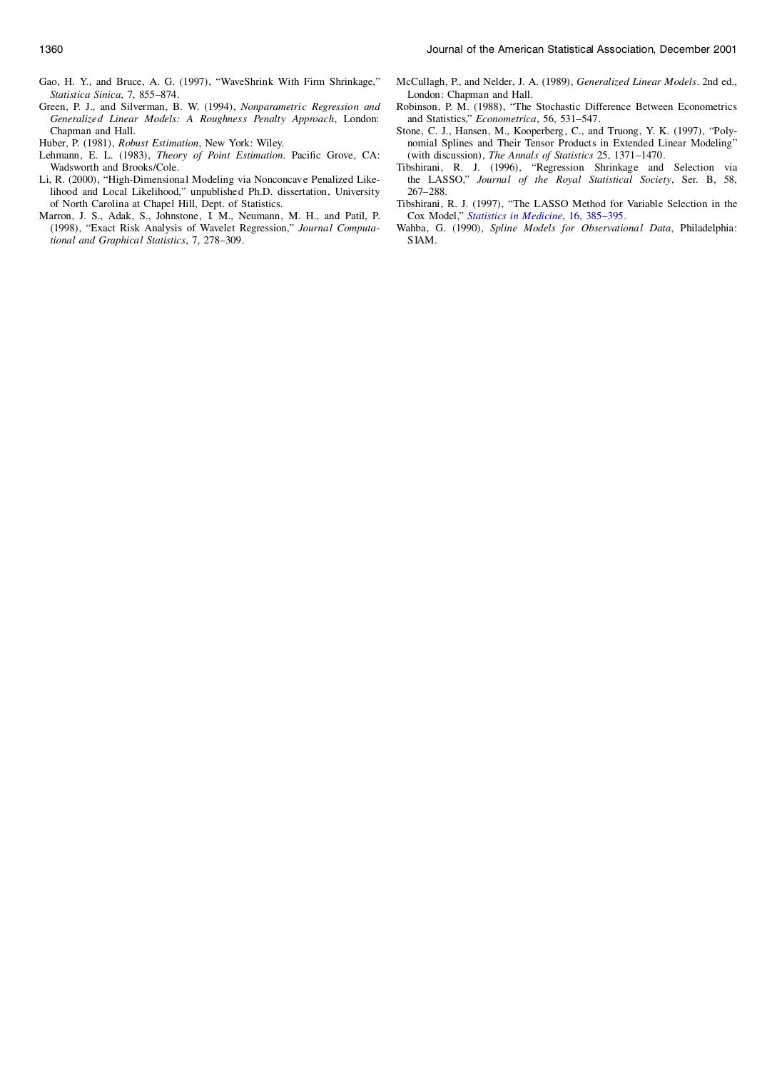Gao, H. Y., and Bruce, A. G. (1997), "WaveShrink With Firm Shrinkage," *Statistica Sinica*, 7, 855–874.

Green, P. J., and Silverman, B. W. (1994), *Nonparametric Regression and Generalized Linear Models: A Roughness Penalty Approach*, London: Chapman and Hall.

Huber, P. (1981), *Robust Estimation*, New York: Wiley.

Lehmann, E. L. (1983), *Theory of Point Estimation*. Pacific Grove, CA: Wadsworth and Brooks/Cole.

Li, R. (2000), "High-Dimensional Modeling via Nonconcave Penalized Likelihood and Local Likelihood," unpublished Ph.D. dissertation, University of North Carolina at Chapel Hill, Dept. of Statistics.

Marron, J. S., Adak, S., Johnstone, I. M., Neumann, M. H., and Patil, P. (1998), "Exact Risk Analysis of Wavelet Regression," *Journal Computational and Graphical Statistics*, 7, 278–309.

McCullagh, P., and Nelder, J. A. (1989), *Generalized Linear Models*. 2nd ed., London: Chapman and Hall.

Robinson, P. M. (1988), "The Stochastic Difference Between Econometrics and Statistics," *Econometrica*, 56, 531–547.

Stone, C. J., Hansen, M., Kooperberg, C., and Truong, Y. K. (1997), "Polynomial Splines and Their Tensor Products in Extended Linear Modeling" (with discussion), *The Annals of Statistics* 25, 1371–1470.

Tibshirani, R. J. (1996), "Regression Shrinkage and Selection via the LASSO," *Journal of the Royal Statistical Society*, Ser. B, 58, 267–288.

Tibshirani, R. J. (1997), "The LASSO Method for Variable Selection in the Cox Model," *Statistics in Medicine*, 16, 385–395.

Wahba, G. (1990), *Spline Models for Observational Data*, Philadelphia: SIAM.